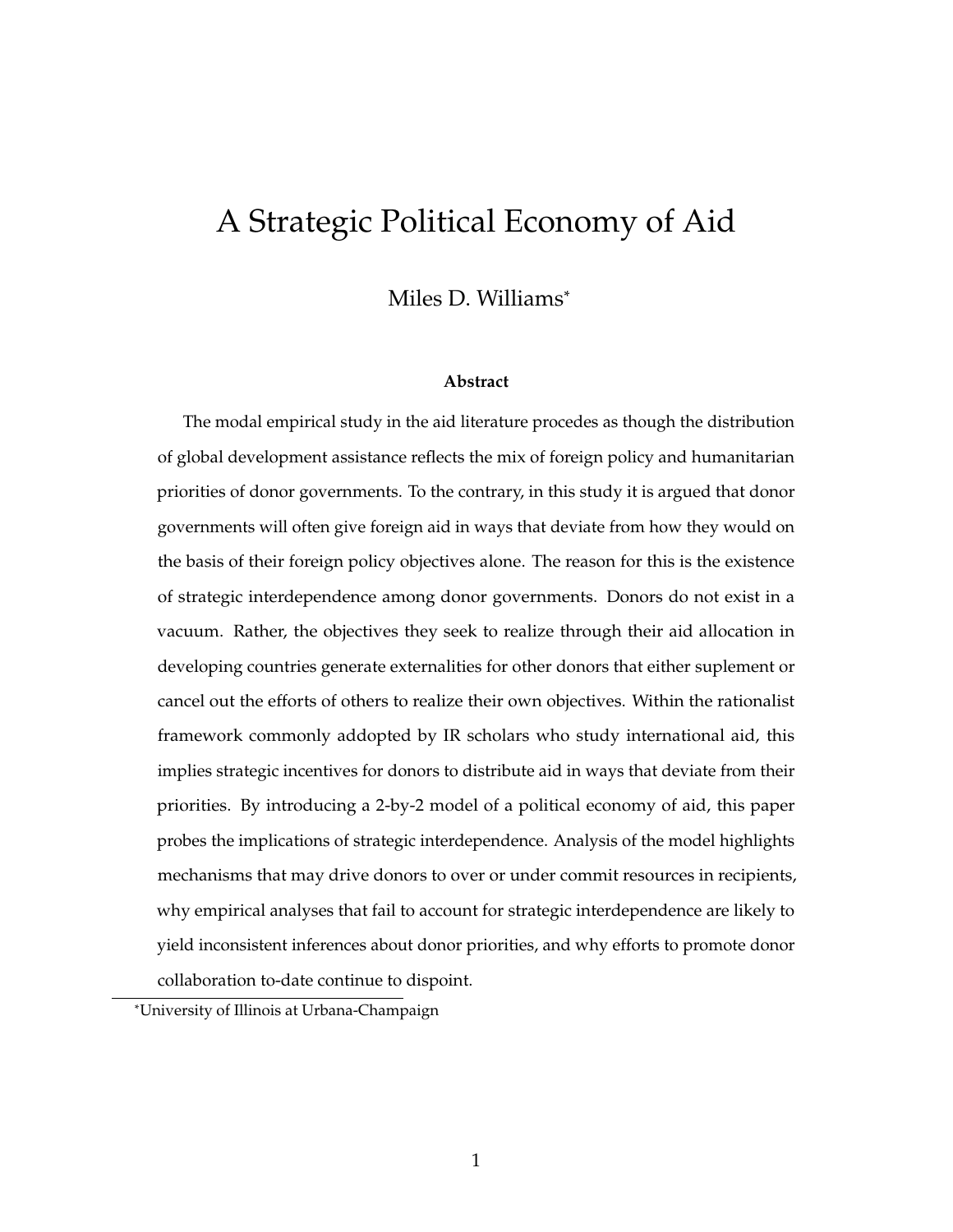# A Strategic Political Economy of Aid

Miles D. Williams*

### Abstract

The modal empirical study in the aid literature procedes as though the distribution of global development assistance reflects the mix of foreign policy and humanitarian priorities of donor governments. To the contrary, in this study it is argued that donor governments will often give foreign aid in ways that deviate from how they would on the basis of their foreign policy objectives alone. The reason for this is the existence of strategic interdependence among donor governments. Donors do not exist in a vacuum. Rather, the objectives they seek to realize through their aid allocation in developing countries generate externalities for other donors that either suplement or cancel out the efforts of others to realize their own objectives. Within the rationalist framework commonly addopted by IR scholars who study international aid, this implies strategic incentives for donors to distribute aid in ways that deviate from their priorities. By introducing a 2-by-2 model of a political economy of aid, this paper probes the implications of strategic interdependence. Analysis of the model highlights mechanisms that may drive donors to over or under commit resources in recipients, why empirical analyses that fail to account for strategic interdependence are likely to yield inconsistent inferences about donor priorities, and why efforts to promote donor collaboration to-date continue to dispoint.

*University of Illinois at Urbana-Champaign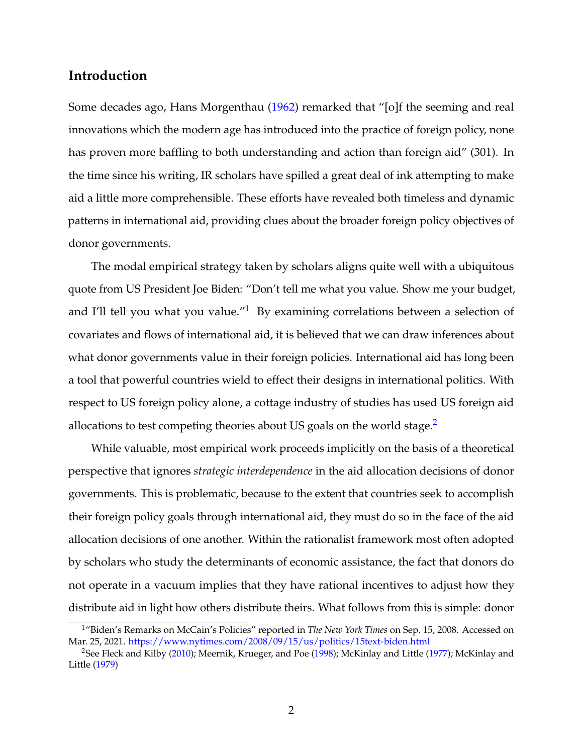## Introduction

Some decades ago, Hans Morgenthau (1962) remarked that "[o]f the seeming and real innovations which the modern age has introduced into the practice of foreign policy, none has proven more baffling to both understanding and action than foreign aid" (301). In the time since his writing, IR scholars have spilled a great deal of ink attempting to make aid a little more comprehensible. These efforts have revealed both timeless and dynamic patterns in international aid, providing clues about the broader foreign policy objectives of donor governments.

The modal empirical strategy taken by scholars aligns quite well with a ubiquitous quote from US President Joe Biden: "Don't tell me what you value. Show me your budget, and I'll tell you what you value."[1] By examining correlations between a selection of covariates and flows of international aid, it is believed that we can draw inferences about what donor governments value in their foreign policies. International aid has long been a tool that powerful countries wield to effect their designs in international politics. With respect to US foreign policy alone, a cottage industry of studies has used US foreign aid allocations to test competing theories about US goals on the world stage.[2]

While valuable, most empirical work proceeds implicitly on the basis of a theoretical perspective that ignores *strategic interdependence* in the aid allocation decisions of donor governments. This is problematic, because to the extent that countries seek to accomplish their foreign policy goals through international aid, they must do so in the face of the aid allocation decisions of one another. Within the rationalist framework most often adopted by scholars who study the determinants of economic assistance, the fact that donors do not operate in a vacuum implies that they have rational incentives to adjust how they distribute aid in light how others distribute theirs. What follows from this is simple: donor

[1] "Biden's Remarks on McCain's Policies" reported in *The New York Times* on Sep. 15, 2008. Accessed on Mar. 25, 2021. https://www.nytimes.com/2008/09/15/us/politics/15text-biden.html

[2] See Fleck and Kilby (2010); Meernik, Krueger, and Poe (1998); McKinlay and Little (1977); McKinlay and Little (1979)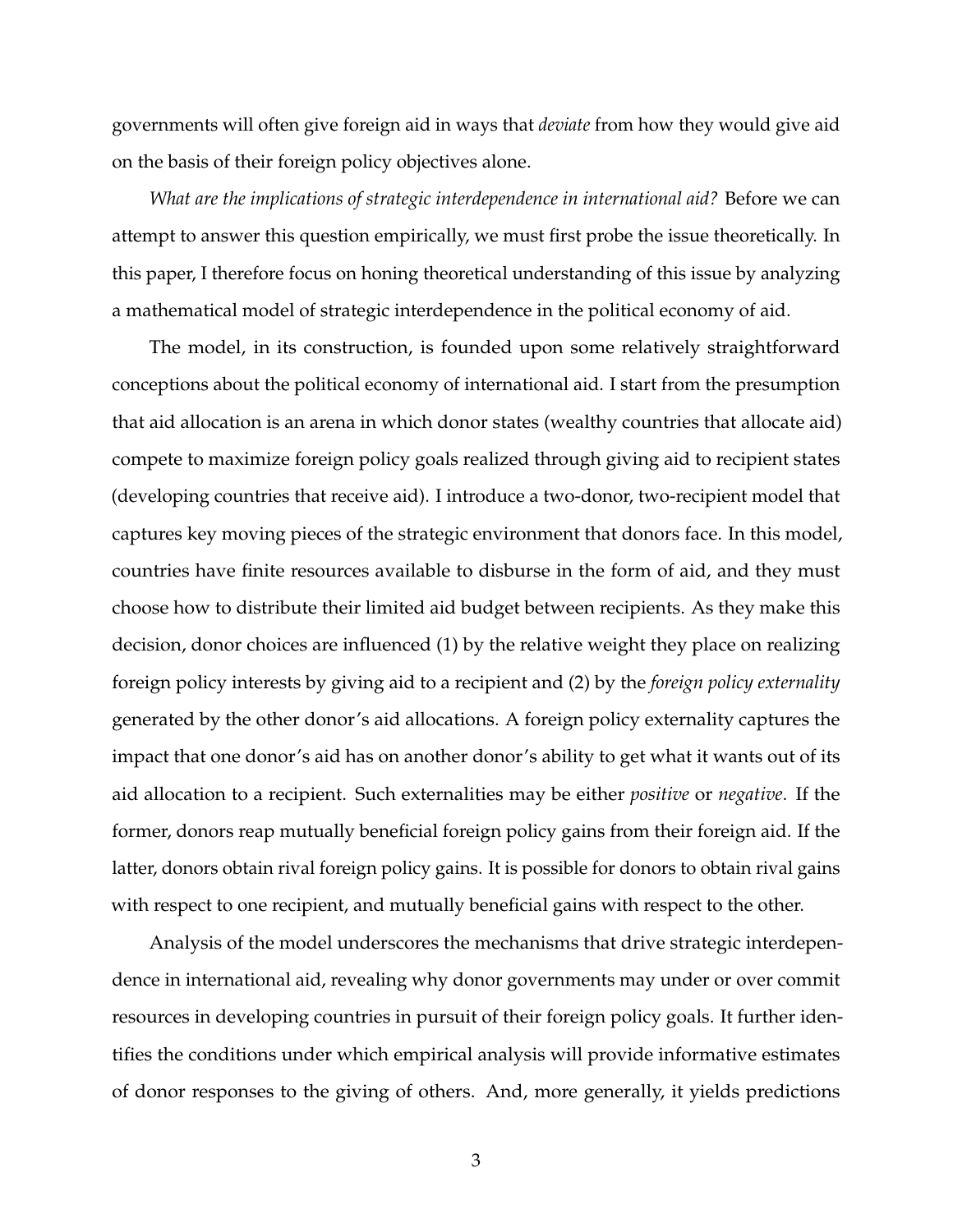governments will often give foreign aid in ways that *deviate* from how they would give aid on the basis of their foreign policy objectives alone.

*What are the implications of strategic interdependence in international aid?* Before we can attempt to answer this question empirically, we must first probe the issue theoretically. In this paper, I therefore focus on honing theoretical understanding of this issue by analyzing a mathematical model of strategic interdependence in the political economy of aid.

The model, in its construction, is founded upon some relatively straightforward conceptions about the political economy of international aid. I start from the presumption that aid allocation is an arena in which donor states (wealthy countries that allocate aid) compete to maximize foreign policy goals realized through giving aid to recipient states (developing countries that receive aid). I introduce a two-donor, two-recipient model that captures key moving pieces of the strategic environment that donors face. In this model, countries have finite resources available to disburse in the form of aid, and they must choose how to distribute their limited aid budget between recipients. As they make this decision, donor choices are influenced (1) by the relative weight they place on realizing foreign policy interests by giving aid to a recipient and (2) by the *foreign policy externality* generated by the other donor's aid allocations. A foreign policy externality captures the impact that one donor's aid has on another donor's ability to get what it wants out of its aid allocation to a recipient. Such externalities may be either *positive* or *negative*. If the former, donors reap mutually beneficial foreign policy gains from their foreign aid. If the latter, donors obtain rival foreign policy gains. It is possible for donors to obtain rival gains with respect to one recipient, and mutually beneficial gains with respect to the other.

Analysis of the model underscores the mechanisms that drive strategic interdependence in international aid, revealing why donor governments may under or over commit resources in developing countries in pursuit of their foreign policy goals. It further identifies the conditions under which empirical analysis will provide informative estimates of donor responses to the giving of others. And, more generally, it yields predictions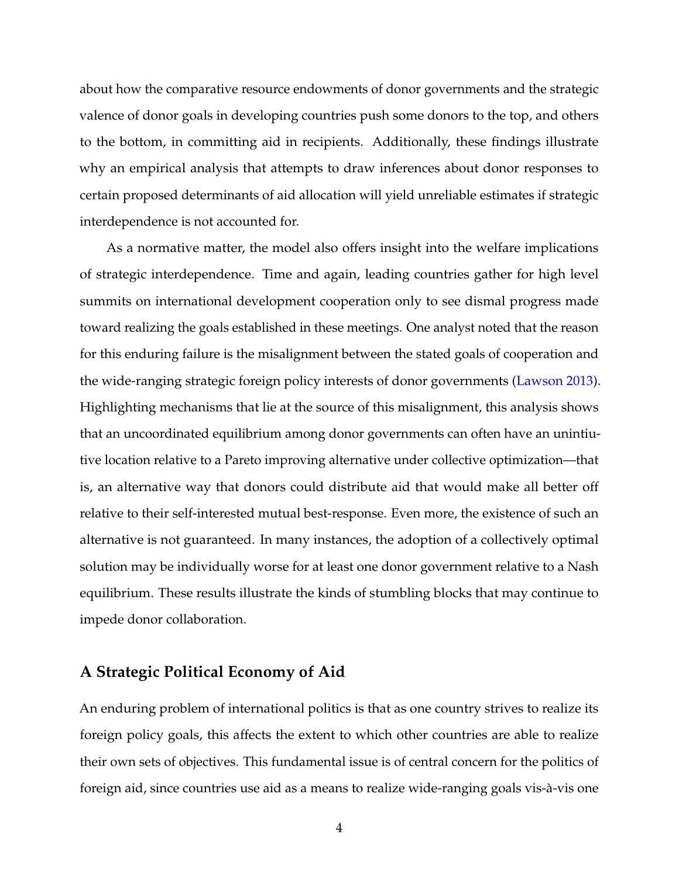about how the comparative resource endowments of donor governments and the strategic valence of donor goals in developing countries push some donors to the top, and others to the bottom, in committing aid in recipients. Additionally, these findings illustrate why an empirical analysis that attempts to draw inferences about donor responses to certain proposed determinants of aid allocation will yield unreliable estimates if strategic interdependence is not accounted for.

As a normative matter, the model also offers insight into the welfare implications of strategic interdependence. Time and again, leading countries gather for high level summits on international development cooperation only to see dismal progress made toward realizing the goals established in these meetings. One analyst noted that the reason for this enduring failure is the misalignment between the stated goals of cooperation and the wide-ranging strategic foreign policy interests of donor governments (Lawson 2013). Highlighting mechanisms that lie at the source of this misalignment, this analysis shows that an uncoordinated equilibrium among donor governments can often have an unintiutive location relative to a Pareto improving alternative under collective optimization—that is, an alternative way that donors could distribute aid that would make all better off relative to their self-interested mutual best-response. Even more, the existence of such an alternative is not guaranteed. In many instances, the adoption of a collectively optimal solution may be individually worse for at least one donor government relative to a Nash equilibrium. These results illustrate the kinds of stumbling blocks that may continue to impede donor collaboration.

## A Strategic Political Economy of Aid

An enduring problem of international politics is that as one country strives to realize its foreign policy goals, this affects the extent to which other countries are able to realize their own sets of objectives. This fundamental issue is of central concern for the politics of foreign aid, since countries use aid as a means to realize wide-ranging goals vis-à-vis one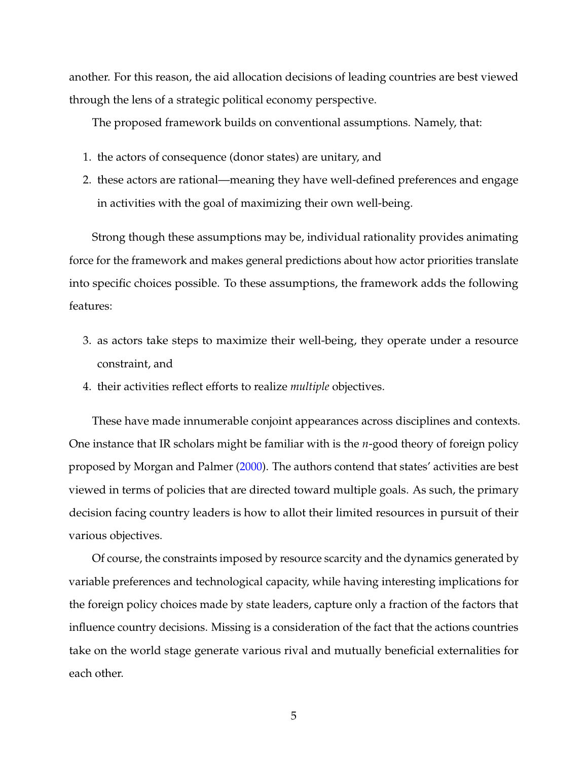another. For this reason, the aid allocation decisions of leading countries are best viewed through the lens of a strategic political economy perspective.

The proposed framework builds on conventional assumptions. Namely, that:

1. the actors of consequence (donor states) are unitary, and
2. these actors are rational—meaning they have well-defined preferences and engage in activities with the goal of maximizing their own well-being.

Strong though these assumptions may be, individual rationality provides animating force for the framework and makes general predictions about how actor priorities translate into specific choices possible. To these assumptions, the framework adds the following features:

3. as actors take steps to maximize their well-being, they operate under a resource constraint, and
4. their activities reflect efforts to realize *multiple* objectives.

These have made innumerable conjoint appearances across disciplines and contexts. One instance that IR scholars might be familiar with is the $n$-good theory of foreign policy proposed by Morgan and Palmer (2000). The authors contend that states' activities are best viewed in terms of policies that are directed toward multiple goals. As such, the primary decision facing country leaders is how to allot their limited resources in pursuit of their various objectives.

Of course, the constraints imposed by resource scarcity and the dynamics generated by variable preferences and technological capacity, while having interesting implications for the foreign policy choices made by state leaders, capture only a fraction of the factors that influence country decisions. Missing is a consideration of the fact that the actions countries take on the world stage generate various rival and mutually beneficial externalities for each other.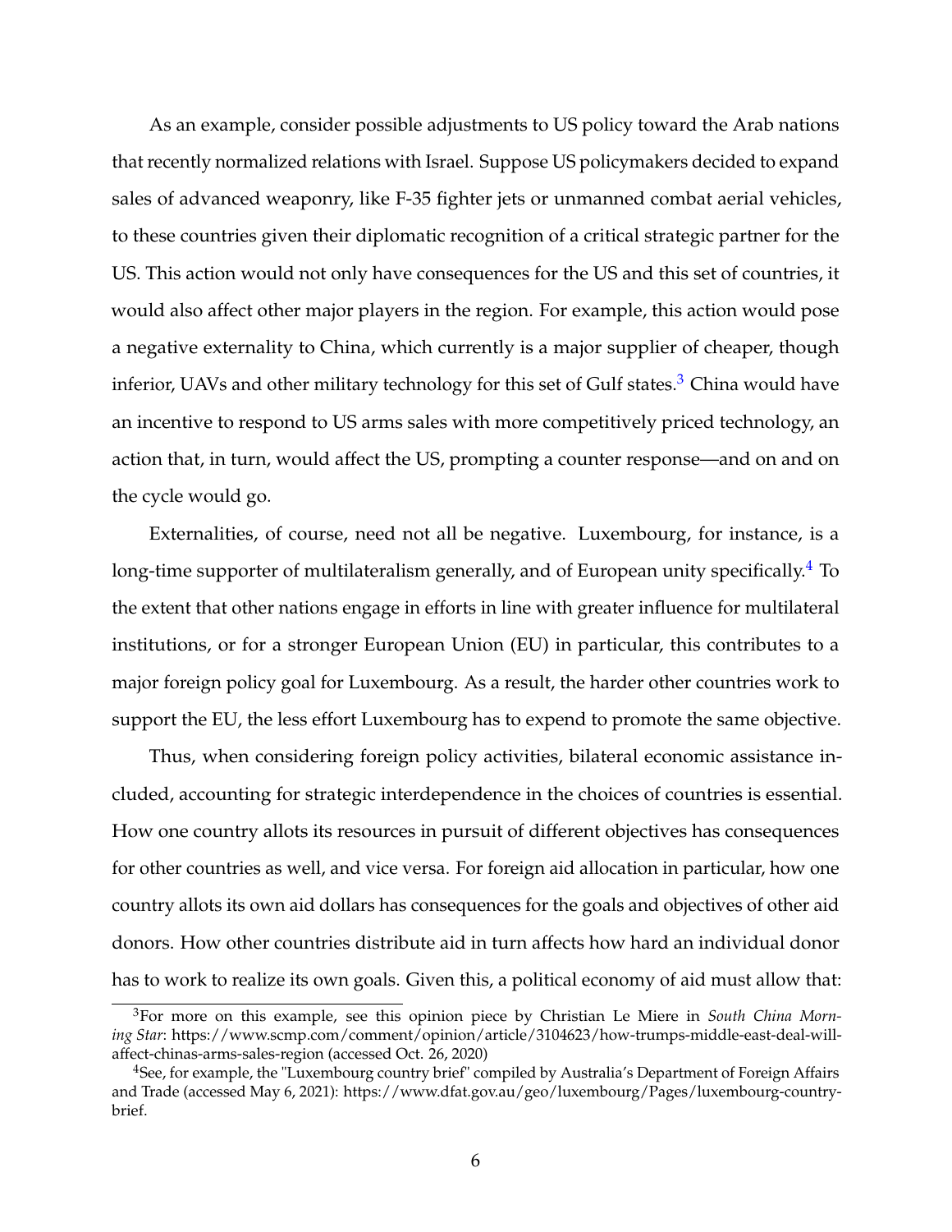As an example, consider possible adjustments to US policy toward the Arab nations that recently normalized relations with Israel. Suppose US policymakers decided to expand sales of advanced weaponry, like F-35 fighter jets or unmanned combat aerial vehicles, to these countries given their diplomatic recognition of a critical strategic partner for the US. This action would not only have consequences for the US and this set of countries, it would also affect other major players in the region. For example, this action would pose a negative externality to China, which currently is a major supplier of cheaper, though inferior, UAVs and other military technology for this set of Gulf states.[3] China would have an incentive to respond to US arms sales with more competitively priced technology, an action that, in turn, would affect the US, prompting a counter response—and on and on the cycle would go.

Externalities, of course, need not all be negative. Luxembourg, for instance, is a long-time supporter of multilateralism generally, and of European unity specifically.[4] To the extent that other nations engage in efforts in line with greater influence for multilateral institutions, or for a stronger European Union (EU) in particular, this contributes to a major foreign policy goal for Luxembourg. As a result, the harder other countries work to support the EU, the less effort Luxembourg has to expend to promote the same objective.

Thus, when considering foreign policy activities, bilateral economic assistance included, accounting for strategic interdependence in the choices of countries is essential. How one country allots its resources in pursuit of different objectives has consequences for other countries as well, and vice versa. For foreign aid allocation in particular, how one country allots its own aid dollars has consequences for the goals and objectives of other aid donors. How other countries distribute aid in turn affects how hard an individual donor has to work to realize its own goals. Given this, a political economy of aid must allow that:

[3] For more on this example, see this opinion piece by Christian Le Miere in *South China Morning Star*: https://www.scmp.com/comment/opinion/article/3104623/how-trumps-middle-east-deal-will-affect-chinas-arms-sales-region (accessed Oct. 26, 2020)

[4] See, for example, the "Luxembourg country brief" compiled by Australia's Department of Foreign Affairs and Trade (accessed May 6, 2021): https://www.dfat.gov.au/geo/luxembourg/Pages/luxembourg-country-brief.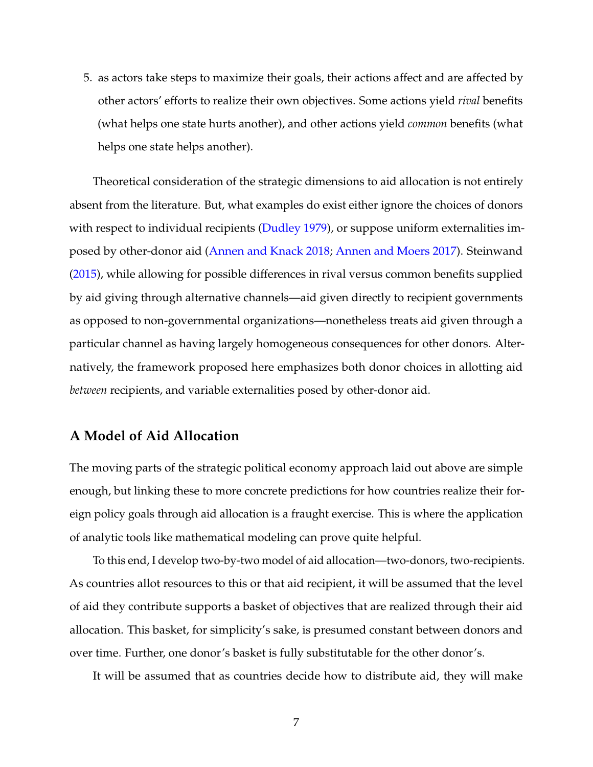5. as actors take steps to maximize their goals, their actions affect and are affected by other actors' efforts to realize their own objectives. Some actions yield *rival* benefits (what helps one state hurts another), and other actions yield *common* benefits (what helps one state helps another).

Theoretical consideration of the strategic dimensions to aid allocation is not entirely absent from the literature. But, what examples do exist either ignore the choices of donors with respect to individual recipients (Dudley 1979), or suppose uniform externalities imposed by other-donor aid (Annen and Knack 2018; Annen and Moers 2017). Steinwand (2015), while allowing for possible differences in rival versus common benefits supplied by aid giving through alternative channels—aid given directly to recipient governments as opposed to non-governmental organizations—nonetheless treats aid given through a particular channel as having largely homogeneous consequences for other donors. Alternatively, the framework proposed here emphasizes both donor choices in allotting aid *between* recipients, and variable externalities posed by other-donor aid.

## A Model of Aid Allocation

The moving parts of the strategic political economy approach laid out above are simple enough, but linking these to more concrete predictions for how countries realize their foreign policy goals through aid allocation is a fraught exercise. This is where the application of analytic tools like mathematical modeling can prove quite helpful.

To this end, I develop two-by-two model of aid allocation—two-donors, two-recipients. As countries allot resources to this or that aid recipient, it will be assumed that the level of aid they contribute supports a basket of objectives that are realized through their aid allocation. This basket, for simplicity's sake, is presumed constant between donors and over time. Further, one donor's basket is fully substitutable for the other donor's.

It will be assumed that as countries decide how to distribute aid, they will make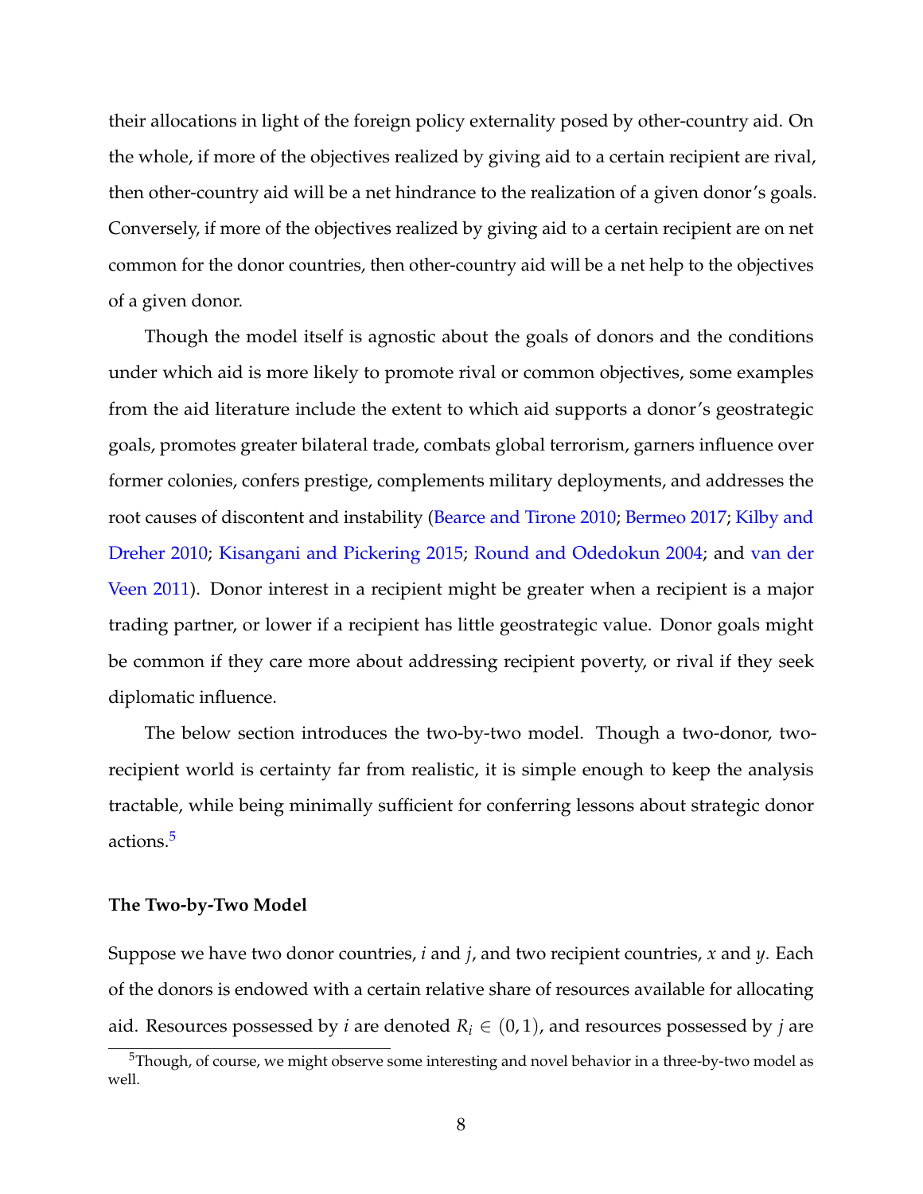their allocations in light of the foreign policy externality posed by other-country aid. On the whole, if more of the objectives realized by giving aid to a certain recipient are rival, then other-country aid will be a net hindrance to the realization of a given donor's goals. Conversely, if more of the objectives realized by giving aid to a certain recipient are on net common for the donor countries, then other-country aid will be a net help to the objectives of a given donor.

Though the model itself is agnostic about the goals of donors and the conditions under which aid is more likely to promote rival or common objectives, some examples from the aid literature include the extent to which aid supports a donor's geostrategic goals, promotes greater bilateral trade, combats global terrorism, garners influence over former colonies, confers prestige, complements military deployments, and addresses the root causes of discontent and instability (Bearce and Tirone 2010; Bermeo 2017; Kilby and Dreher 2010; Kisangani and Pickering 2015; Round and Odedokun 2004; and van der Veen 2011). Donor interest in a recipient might be greater when a recipient is a major trading partner, or lower if a recipient has little geostrategic value. Donor goals might be common if they care more about addressing recipient poverty, or rival if they seek diplomatic influence.

The below section introduces the two-by-two model. Though a two-donor, two-recipient world is certainty far from realistic, it is simple enough to keep the analysis tractable, while being minimally sufficient for conferring lessons about strategic donor actions.[5]

**The Two-by-Two Model**

Suppose we have two donor countries, $i$ and $j$, and two recipient countries, $x$ and $y$. Each of the donors is endowed with a certain relative share of resources available for allocating aid. Resources possessed by $i$ are denoted $R_i \in (0, 1)$, and resources possessed by $j$ are

[5] Though, of course, we might observe some interesting and novel behavior in a three-by-two model as well.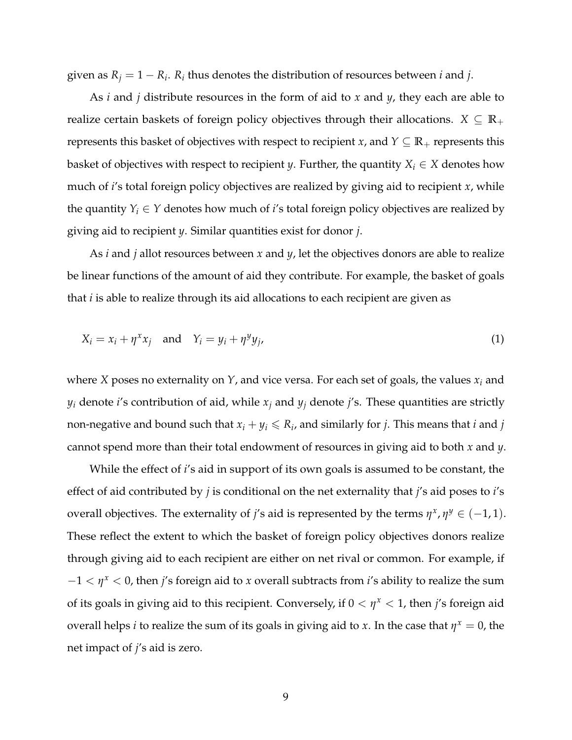given as $R_j = 1 - R_i$. $R_i$ thus denotes the distribution of resources between $i$ and $j$.

As $i$ and $j$ distribute resources in the form of aid to $x$ and $y$, they each are able to realize certain baskets of foreign policy objectives through their allocations. $X \subseteq \mathbb{R}_+$ represents this basket of objectives with respect to recipient $x$, and $Y \subseteq \mathbb{R}_+$ represents this basket of objectives with respect to recipient $y$. Further, the quantity $X_i \in X$ denotes how much of $i$'s total foreign policy objectives are realized by giving aid to recipient $x$, while the quantity $Y_i \in Y$ denotes how much of $i$'s total foreign policy objectives are realized by giving aid to recipient $y$. Similar quantities exist for donor $j$.

As $i$ and $j$ allot resources between $x$ and $y$, let the objectives donors are able to realize be linear functions of the amount of aid they contribute. For example, the basket of goals that $i$ is able to realize through its aid allocations to each recipient are given as

$$X_i = x_i + \eta^x x_j \quad \text{and} \quad Y_i = y_i + \eta^y y_j, \tag{1}$$

where $X$ poses no externality on $Y$, and vice versa. For each set of goals, the values $x_i$ and $y_i$ denote $i$'s contribution of aid, while $x_j$ and $y_j$ denote $j$'s. These quantities are strictly non-negative and bound such that $x_i + y_i \leqslant R_i$, and similarly for $j$. This means that $i$ and $j$ cannot spend more than their total endowment of resources in giving aid to both $x$ and $y$.

While the effect of $i$'s aid in support of its own goals is assumed to be constant, the effect of aid contributed by $j$ is conditional on the net externality that $j$'s aid poses to $i$'s overall objectives. The externality of $j$'s aid is represented by the terms $\eta^x, \eta^y \in (-1, 1)$. These reflect the extent to which the basket of foreign policy objectives donors realize through giving aid to each recipient are either on net rival or common. For example, if $-1 < \eta^x < 0$, then $j$'s foreign aid to $x$ overall subtracts from $i$'s ability to realize the sum of its goals in giving aid to this recipient. Conversely, if $0 < \eta^x < 1$, then $j$'s foreign aid overall helps $i$ to realize the sum of its goals in giving aid to $x$. In the case that $\eta^x = 0$, the net impact of $j$'s aid is zero.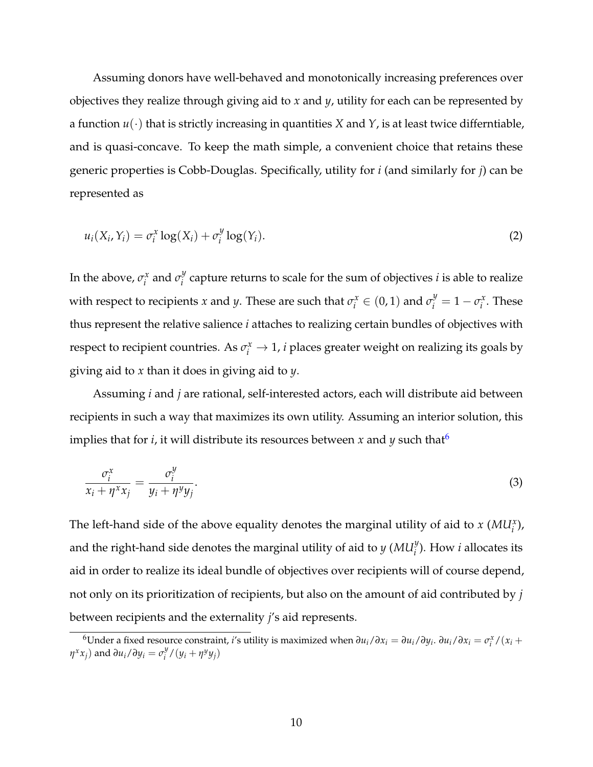Assuming donors have well-behaved and monotonically increasing preferences over objectives they realize through giving aid to $x$ and $y$, utility for each can be represented by a function $u(\cdot)$ that is strictly increasing in quantities $X$ and $Y$, is at least twice differntiable, and is quasi-concave. To keep the math simple, a convenient choice that retains these generic properties is Cobb-Douglas. Specifically, utility for $i$ (and similarly for $j$) can be represented as

$$u_i(X_i, Y_i) = \sigma_i^x \log(X_i) + \sigma_i^y \log(Y_i). \tag{2}$$

In the above, $\sigma_i^x$ and $\sigma_i^y$ capture returns to scale for the sum of objectives $i$ is able to realize with respect to recipients $x$ and $y$. These are such that $\sigma_i^x \in (0,1)$ and $\sigma_i^y = 1 - \sigma_i^x$. These thus represent the relative salience $i$ attaches to realizing certain bundles of objectives with respect to recipient countries. As $\sigma_i^x \to 1$, $i$ places greater weight on realizing its goals by giving aid to $x$ than it does in giving aid to $y$.

Assuming $i$ and $j$ are rational, self-interested actors, each will distribute aid between recipients in such a way that maximizes its own utility. Assuming an interior solution, this implies that for $i$, it will distribute its resources between $x$ and $y$ such that[6]

$$\frac{\sigma_i^x}{x_i + \eta^x x_j} = \frac{\sigma_i^y}{y_i + \eta^y y_j}. \tag{3}$$

The left-hand side of the above equality denotes the marginal utility of aid to $x$ ($MU_i^x$), and the right-hand side denotes the marginal utility of aid to $y$ ($MU_i^y$). How $i$ allocates its aid in order to realize its ideal bundle of objectives over recipients will of course depend, not only on its prioritization of recipients, but also on the amount of aid contributed by $j$ between recipients and the externality $j$'s aid represents.

[6] Under a fixed resource constraint, $i$'s utility is maximized when $\partial u_i / \partial x_i = \partial u_i / \partial y_i$. $\partial u_i / \partial x_i = \sigma_i^x / (x_i + \eta^x x_j)$ and $\partial u_i / \partial y_i = \sigma_i^y / (y_i + \eta^y y_j)$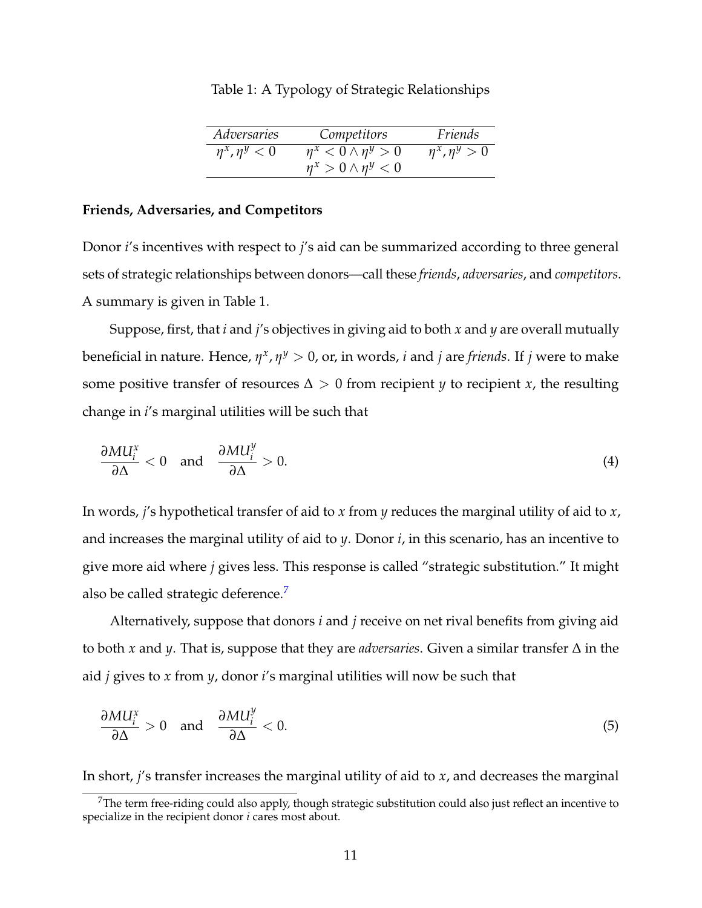Table 1: A Typology of Strategic Relationships

| *Adversaries* | *Competitors* | *Friends* |
|---|---|---|
| $\eta^x, \eta^y < 0$ | $\eta^x < 0 \wedge \eta^y > 0$ | $\eta^x, \eta^y > 0$ |
| | $\eta^x > 0 \wedge \eta^y < 0$ | |

**Friends, Adversaries, and Competitors**

Donor $i$'s incentives with respect to $j$'s aid can be summarized according to three general sets of strategic relationships between donors—call these *friends*, *adversaries*, and *competitors*. A summary is given in Table 1.

Suppose, first, that $i$ and $j$'s objectives in giving aid to both $x$ and $y$ are overall mutually beneficial in nature. Hence, $\eta^x, \eta^y > 0$, or, in words, $i$ and $j$ are *friends*. If $j$ were to make some positive transfer of resources $\Delta > 0$ from recipient $y$ to recipient $x$, the resulting change in $i$'s marginal utilities will be such that

$$\frac{\partial MU_i^x}{\partial \Delta} < 0 \quad \text{and} \quad \frac{\partial MU_i^y}{\partial \Delta} > 0. \tag{4}$$

In words, $j$'s hypothetical transfer of aid to $x$ from $y$ reduces the marginal utility of aid to $x$, and increases the marginal utility of aid to $y$. Donor $i$, in this scenario, has an incentive to give more aid where $j$ gives less. This response is called "strategic substitution." It might also be called strategic deference.[7]

Alternatively, suppose that donors $i$ and $j$ receive on net rival benefits from giving aid to both $x$ and $y$. That is, suppose that they are *adversaries*. Given a similar transfer $\Delta$ in the aid $j$ gives to $x$ from $y$, donor $i$'s marginal utilities will now be such that

$$\frac{\partial MU_i^x}{\partial \Delta} > 0 \quad \text{and} \quad \frac{\partial MU_i^y}{\partial \Delta} < 0. \tag{5}$$

In short, $j$'s transfer increases the marginal utility of aid to $x$, and decreases the marginal

[7] The term free-riding could also apply, though strategic substitution could also just reflect an incentive to specialize in the recipient donor $i$ cares most about.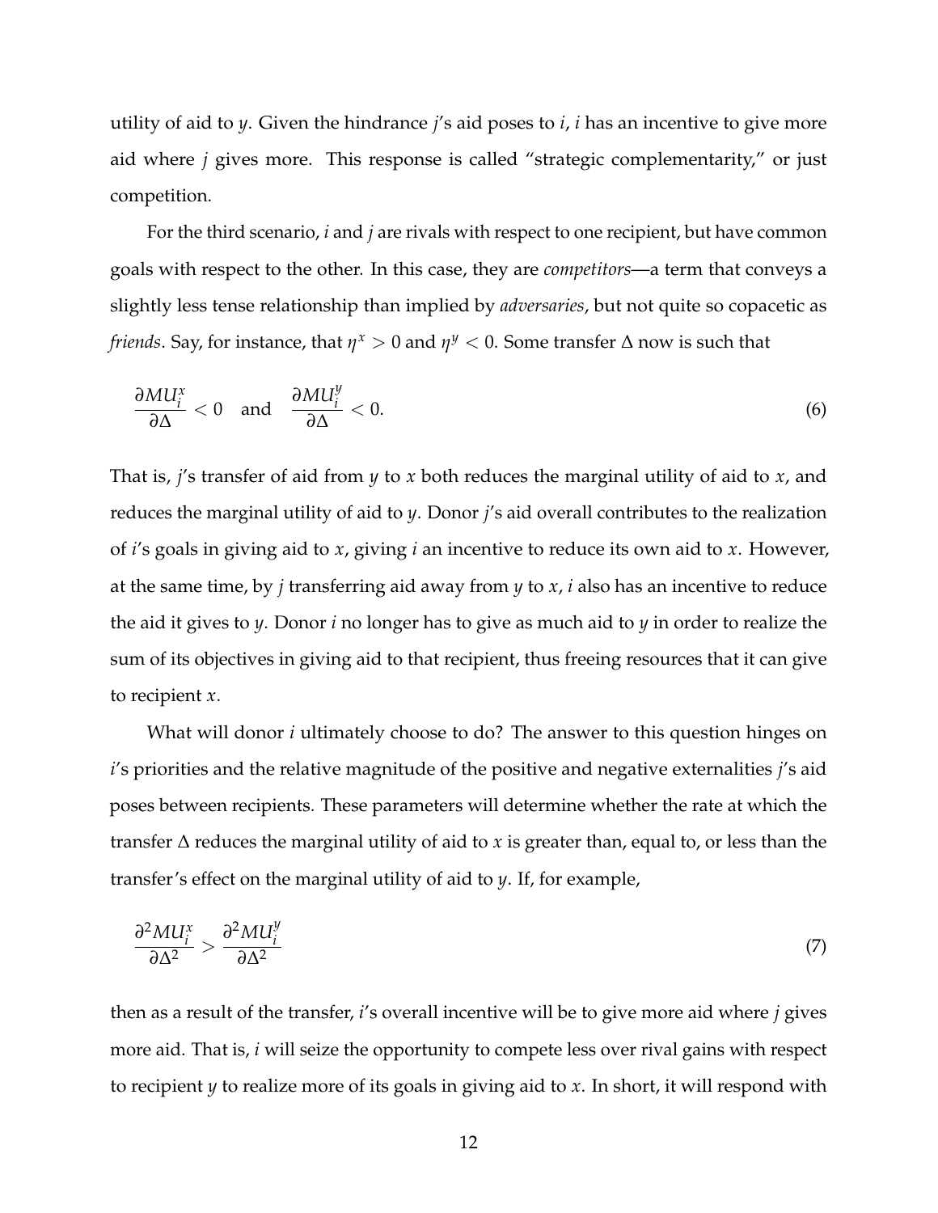utility of aid to $y$. Given the hindrance $j$'s aid poses to $i$, $i$ has an incentive to give more aid where $j$ gives more. This response is called "strategic complementarity," or just competition.

For the third scenario, $i$ and $j$ are rivals with respect to one recipient, but have common goals with respect to the other. In this case, they are *competitors*—a term that conveys a slightly less tense relationship than implied by *adversaries*, but not quite so copacetic as *friends*. Say, for instance, that $\eta^x > 0$ and $\eta^y < 0$. Some transfer $\Delta$ now is such that

$$\frac{\partial MU_i^x}{\partial \Delta} < 0 \quad \text{and} \quad \frac{\partial MU_i^y}{\partial \Delta} < 0. \tag{6}$$

That is, $j$'s transfer of aid from $y$ to $x$ both reduces the marginal utility of aid to $x$, and reduces the marginal utility of aid to $y$. Donor $j$'s aid overall contributes to the realization of $i$'s goals in giving aid to $x$, giving $i$ an incentive to reduce its own aid to $x$. However, at the same time, by $j$ transferring aid away from $y$ to $x$, $i$ also has an incentive to reduce the aid it gives to $y$. Donor $i$ no longer has to give as much aid to $y$ in order to realize the sum of its objectives in giving aid to that recipient, thus freeing resources that it can give to recipient $x$.

What will donor $i$ ultimately choose to do? The answer to this question hinges on $i$'s priorities and the relative magnitude of the positive and negative externalities $j$'s aid poses between recipients. These parameters will determine whether the rate at which the transfer $\Delta$ reduces the marginal utility of aid to $x$ is greater than, equal to, or less than the transfer's effect on the marginal utility of aid to $y$. If, for example,

$$\frac{\partial^2 MU_i^x}{\partial \Delta^2} > \frac{\partial^2 MU_i^y}{\partial \Delta^2} \tag{7}$$

then as a result of the transfer, $i$'s overall incentive will be to give more aid where $j$ gives more aid. That is, $i$ will seize the opportunity to compete less over rival gains with respect to recipient $y$ to realize more of its goals in giving aid to $x$. In short, it will respond with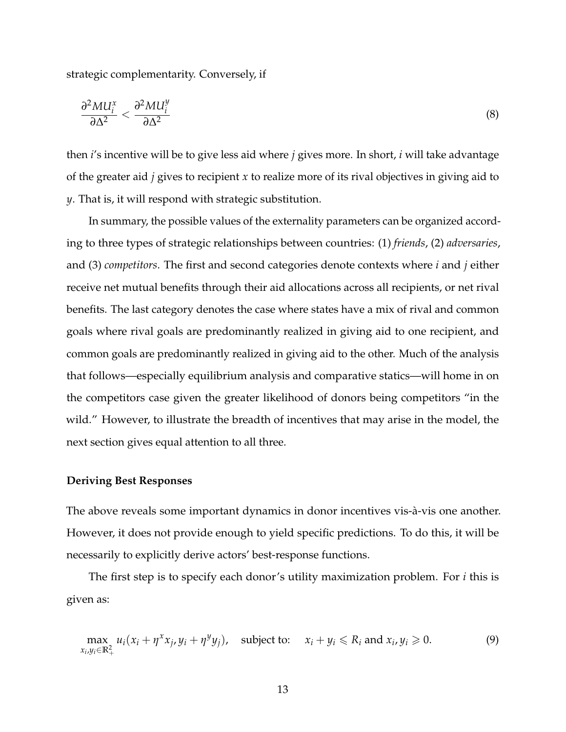strategic complementarity. Conversely, if

$$\frac{\partial^2 MU_i^x}{\partial \Delta^2} < \frac{\partial^2 MU_i^y}{\partial \Delta^2} \tag{8}$$

then $i$'s incentive will be to give less aid where $j$ gives more. In short, $i$ will take advantage of the greater aid $j$ gives to recipient $x$ to realize more of its rival objectives in giving aid to $y$. That is, it will respond with strategic substitution.

In summary, the possible values of the externality parameters can be organized according to three types of strategic relationships between countries: (1) *friends*, (2) *adversaries*, and (3) *competitors*. The first and second categories denote contexts where $i$ and $j$ either receive net mutual benefits through their aid allocations across all recipients, or net rival benefits. The last category denotes the case where states have a mix of rival and common goals where rival goals are predominantly realized in giving aid to one recipient, and common goals are predominantly realized in giving aid to the other. Much of the analysis that follows—especially equilibrium analysis and comparative statics—will home in on the competitors case given the greater likelihood of donors being competitors "in the wild." However, to illustrate the breadth of incentives that may arise in the model, the next section gives equal attention to all three.

**Deriving Best Responses**

The above reveals some important dynamics in donor incentives vis-à-vis one another. However, it does not provide enough to yield specific predictions. To do this, it will be necessarily to explicitly derive actors' best-response functions.

The first step is to specify each donor's utility maximization problem. For $i$ this is given as:

$$\max_{x_i, y_i \in \mathbb{R}_+^2} u_i(x_i + \eta^x x_j, y_i + \eta^y y_j), \quad \text{subject to:} \quad x_i + y_i \leqslant R_i \text{ and } x_i, y_i \geqslant 0. \tag{9}$$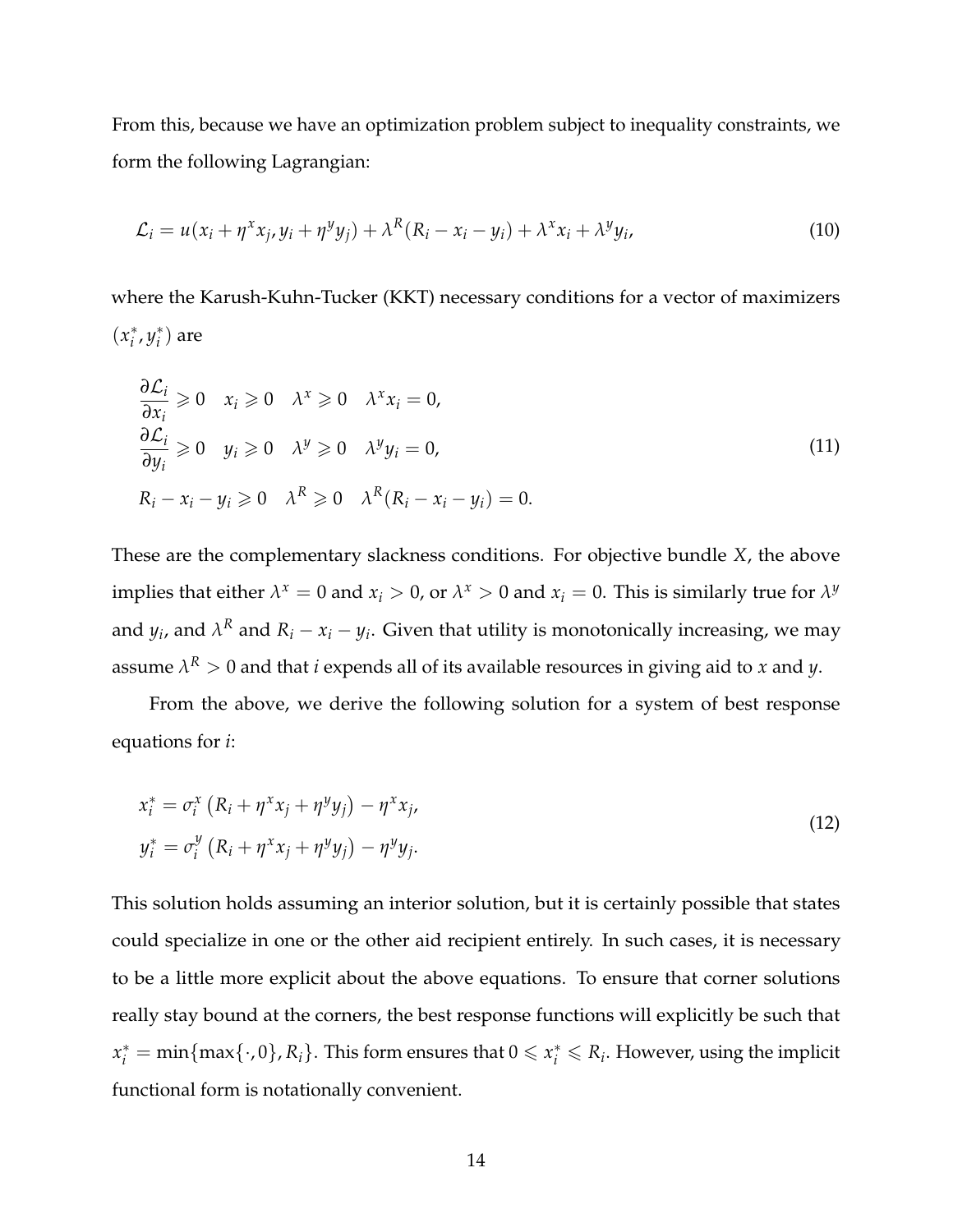From this, because we have an optimization problem subject to inequality constraints, we form the following Lagrangian:

$$
\mathcal{L}_i = u(x_i + \eta^x x_j, y_i + \eta^y y_j) + \lambda^R (R_i - x_i - y_i) + \lambda^x x_i + \lambda^y y_i, \tag{10}
$$

where the Karush-Kuhn-Tucker (KKT) necessary conditions for a vector of maximizers $(x_i^*, y_i^*)$ are

$$
\begin{aligned}
&\frac{\partial \mathcal{L}_i}{\partial x_i} \geqslant 0 \quad x_i \geqslant 0 \quad \lambda^x \geqslant 0 \quad \lambda^x x_i = 0, \\
&\frac{\partial \mathcal{L}_i}{\partial y_i} \geqslant 0 \quad y_i \geqslant 0 \quad \lambda^y \geqslant 0 \quad \lambda^y y_i = 0, \\
&R_i - x_i - y_i \geqslant 0 \quad \lambda^R \geqslant 0 \quad \lambda^R (R_i - x_i - y_i) = 0.
\end{aligned} \tag{11}
$$

These are the complementary slackness conditions. For objective bundle $X$, the above implies that either $\lambda^x = 0$ and $x_i > 0$, or $\lambda^x > 0$ and $x_i = 0$. This is similarly true for $\lambda^y$ and $y_i$, and $\lambda^R$ and $R_i - x_i - y_i$. Given that utility is monotonically increasing, we may assume $\lambda^R > 0$ and that $i$ expends all of its available resources in giving aid to $x$ and $y$.

From the above, we derive the following solution for a system of best response equations for $i$:

$$
\begin{aligned}
x_i^* &= \sigma_i^x \left( R_i + \eta^x x_j + \eta^y y_j \right) - \eta^x x_j, \\
y_i^* &= \sigma_i^y \left( R_i + \eta^x x_j + \eta^y y_j \right) - \eta^y y_j.
\end{aligned} \tag{12}
$$

This solution holds assuming an interior solution, but it is certainly possible that states could specialize in one or the other aid recipient entirely. In such cases, it is necessary to be a little more explicit about the above equations. To ensure that corner solutions really stay bound at the corners, the best response functions will explicitly be such that $x_i^* = \min\{\max\{\cdot, 0\}, R_i\}$. This form ensures that $0 \leqslant x_i^* \leqslant R_i$. However, using the implicit functional form is notationally convenient.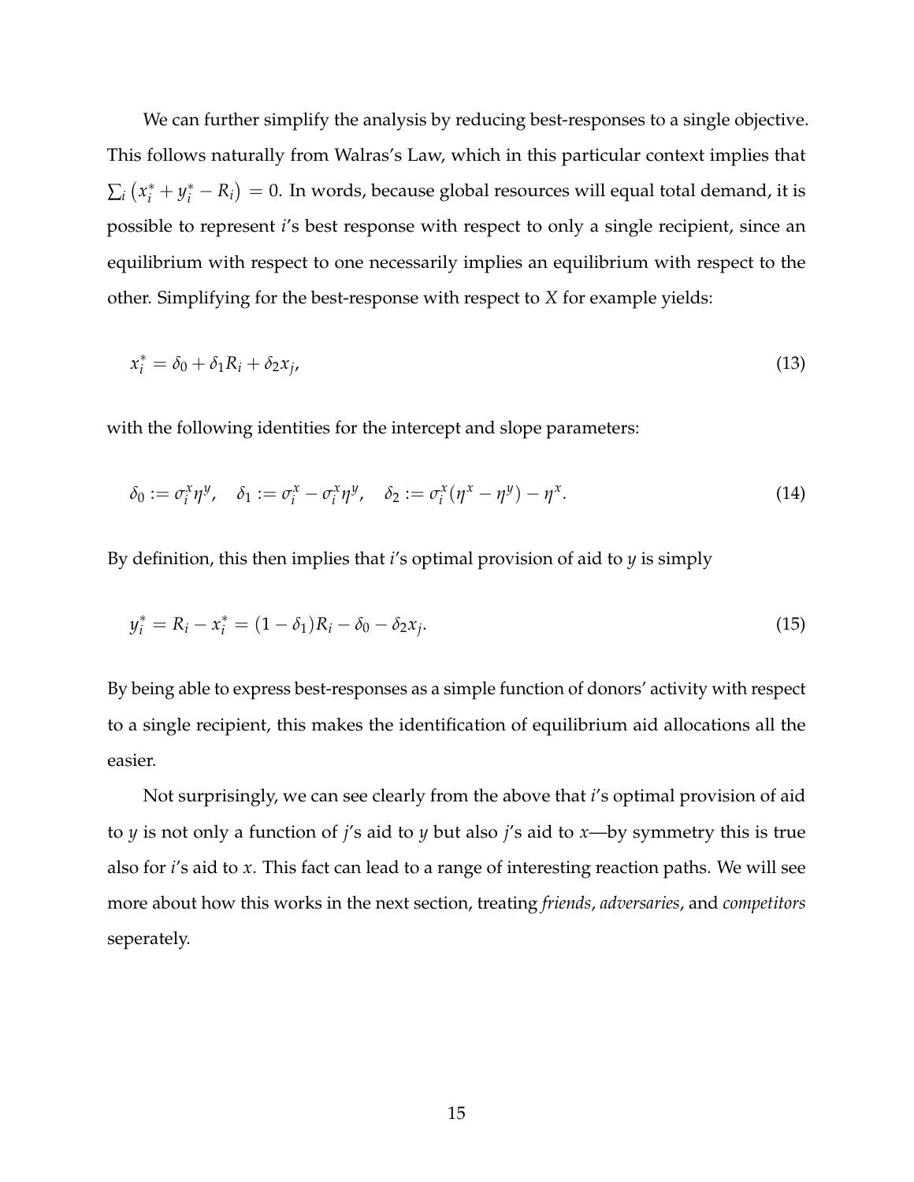We can further simplify the analysis by reducing best-responses to a single objective. This follows naturally from Walras's Law, which in this particular context implies that $\sum_i \left(x_i^* + y_i^* - R_i\right) = 0$. In words, because global resources will equal total demand, it is possible to represent $i$'s best response with respect to only a single recipient, since an equilibrium with respect to one necessarily implies an equilibrium with respect to the other. Simplifying for the best-response with respect to $X$ for example yields:

$$x_i^* = \delta_0 + \delta_1 R_i + \delta_2 x_j, \tag{13}$$

with the following identities for the intercept and slope parameters:

$$\delta_0 := \sigma_i^x \eta^y, \quad \delta_1 := \sigma_i^x - \sigma_i^x \eta^y, \quad \delta_2 := \sigma_i^x(\eta^x - \eta^y) - \eta^x. \tag{14}$$

By definition, this then implies that $i$'s optimal provision of aid to $y$ is simply

$$y_i^* = R_i - x_i^* = (1 - \delta_1)R_i - \delta_0 - \delta_2 x_j. \tag{15}$$

By being able to express best-responses as a simple function of donors' activity with respect to a single recipient, this makes the identification of equilibrium aid allocations all the easier.

Not surprisingly, we can see clearly from the above that $i$'s optimal provision of aid to $y$ is not only a function of $j$'s aid to $y$ but also $j$'s aid to $x$—by symmetry this is true also for $i$'s aid to $x$. This fact can lead to a range of interesting reaction paths. We will see more about how this works in the next section, treating *friends*, *adversaries*, and *competitors* seperately.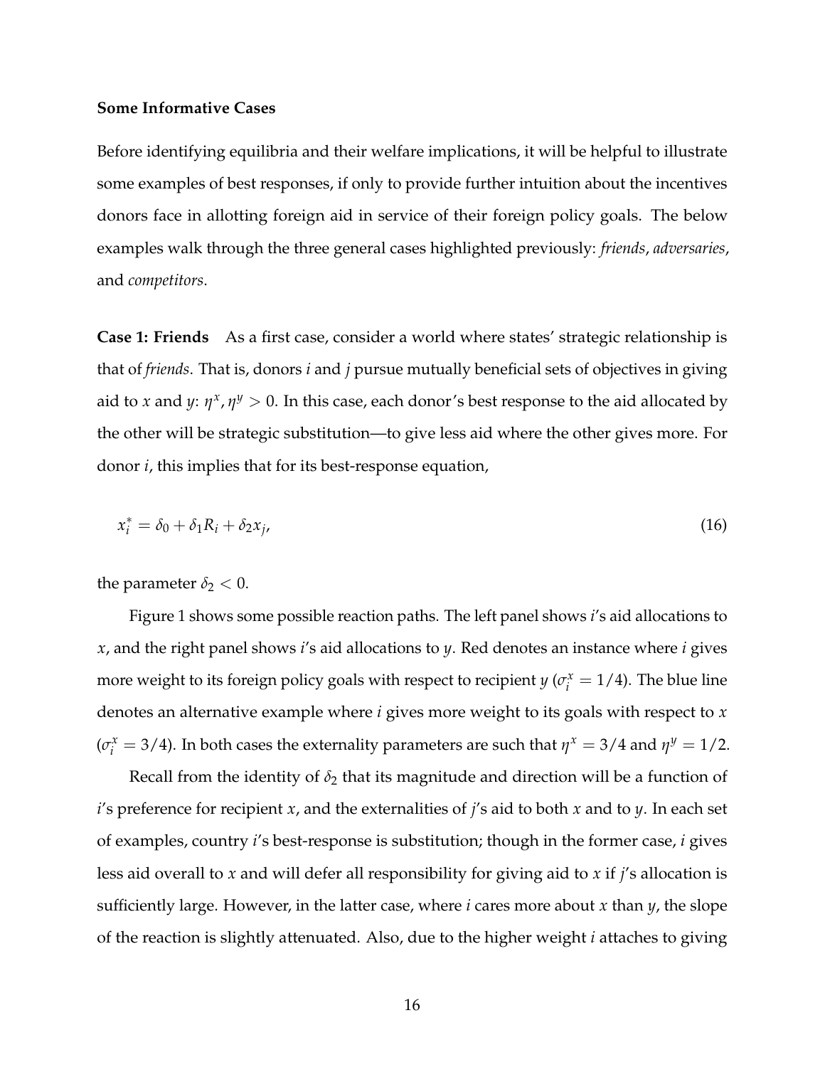**Some Informative Cases**

Before identifying equilibria and their welfare implications, it will be helpful to illustrate some examples of best responses, if only to provide further intuition about the incentives donors face in allotting foreign aid in service of their foreign policy goals. The below examples walk through the three general cases highlighted previously: *friends*, *adversaries*, and *competitors*.

**Case 1: Friends** As a first case, consider a world where states' strategic relationship is that of *friends*. That is, donors $i$ and $j$ pursue mutually beneficial sets of objectives in giving aid to $x$ and $y$: $\eta^x, \eta^y > 0$. In this case, each donor's best response to the aid allocated by the other will be strategic substitution—to give less aid where the other gives more. For donor $i$, this implies that for its best-response equation,

$$x_i^* = \delta_0 + \delta_1 R_i + \delta_2 x_j, \tag{16}$$

the parameter $\delta_2 < 0$.

Figure 1 shows some possible reaction paths. The left panel shows $i$'s aid allocations to $x$, and the right panel shows $i$'s aid allocations to $y$. Red denotes an instance where $i$ gives more weight to its foreign policy goals with respect to recipient $y$ ($\sigma_i^x = 1/4$). The blue line denotes an alternative example where $i$ gives more weight to its goals with respect to $x$ ($\sigma_i^x = 3/4$). In both cases the externality parameters are such that $\eta^x = 3/4$ and $\eta^y = 1/2$.

Recall from the identity of $\delta_2$ that its magnitude and direction will be a function of $i$'s preference for recipient $x$, and the externalities of $j$'s aid to both $x$ and to $y$. In each set of examples, country $i$'s best-response is substitution; though in the former case, $i$ gives less aid overall to $x$ and will defer all responsibility for giving aid to $x$ if $j$'s allocation is sufficiently large. However, in the latter case, where $i$ cares more about $x$ than $y$, the slope of the reaction is slightly attenuated. Also, due to the higher weight $i$ attaches to giving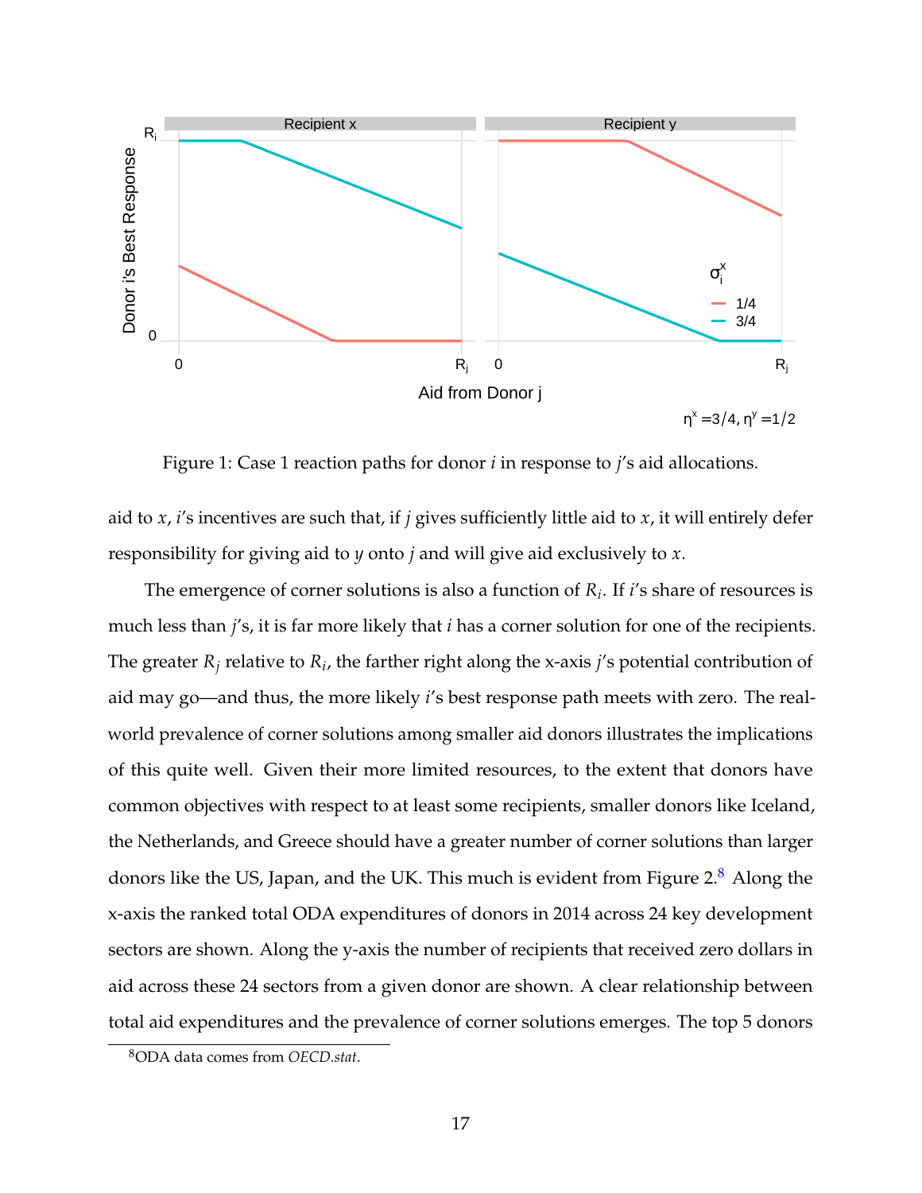Figure 1: Case 1 reaction paths for donor $i$ in response to $j$'s aid allocations.

aid to $x$, $i$'s incentives are such that, if $j$ gives sufficiently little aid to $x$, it will entirely defer responsibility for giving aid to $y$ onto $j$ and will give aid exclusively to $x$.

The emergence of corner solutions is also a function of $R_i$. If $i$'s share of resources is much less than $j$'s, it is far more likely that $i$ has a corner solution for one of the recipients. The greater $R_j$ relative to $R_i$, the farther right along the x-axis $j$'s potential contribution of aid may go—and thus, the more likely $i$'s best response path meets with zero. The real-world prevalence of corner solutions among smaller aid donors illustrates the implications of this quite well. Given their more limited resources, to the extent that donors have common objectives with respect to at least some recipients, smaller donors like Iceland, the Netherlands, and Greece should have a greater number of corner solutions than larger donors like the US, Japan, and the UK. This much is evident from Figure 2.[8] Along the x-axis the ranked total ODA expenditures of donors in 2014 across 24 key development sectors are shown. Along the y-axis the number of recipients that received zero dollars in aid across these 24 sectors from a given donor are shown. A clear relationship between total aid expenditures and the prevalence of corner solutions emerges. The top 5 donors

[8] ODA data comes from *OECD.stat*.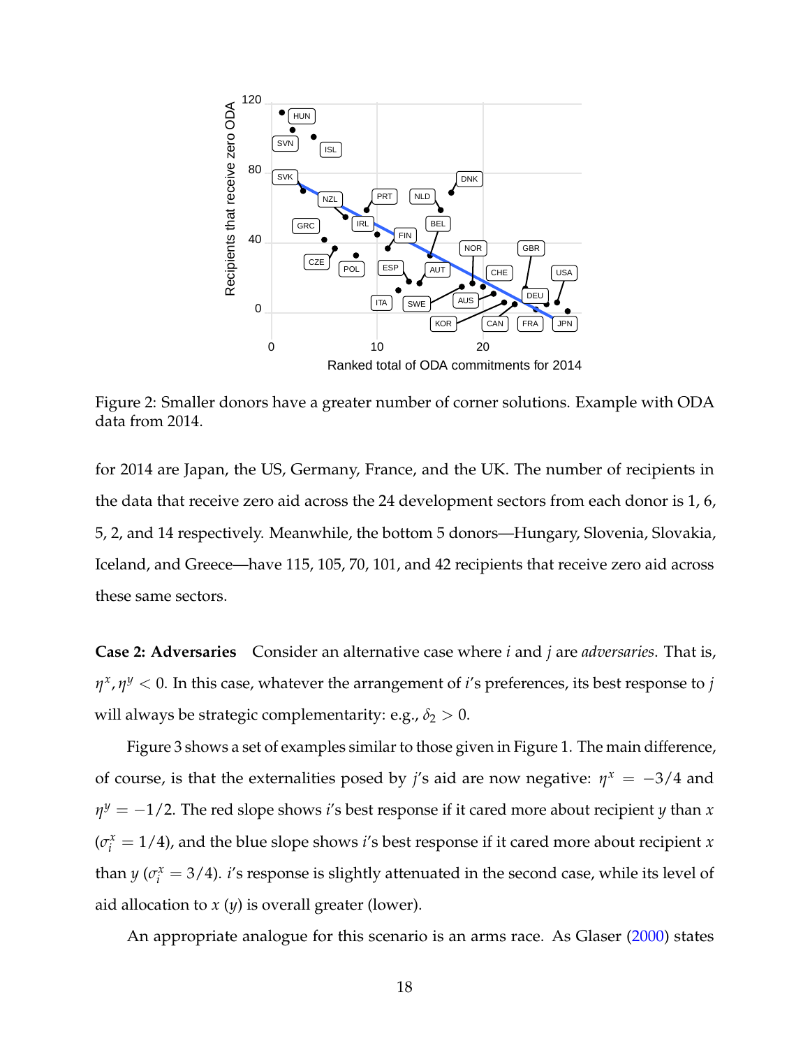Figure 2: Smaller donors have a greater number of corner solutions. Example with ODA data from 2014.

for 2014 are Japan, the US, Germany, France, and the UK. The number of recipients in the data that receive zero aid across the 24 development sectors from each donor is 1, 6, 5, 2, and 14 respectively. Meanwhile, the bottom 5 donors—Hungary, Slovenia, Slovakia, Iceland, and Greece—have 115, 105, 70, 101, and 42 recipients that receive zero aid across these same sectors.

**Case 2: Adversaries** Consider an alternative case where $i$ and $j$ are *adversaries*. That is, $\eta^x, \eta^y < 0$. In this case, whatever the arrangement of $i$'s preferences, its best response to $j$ will always be strategic complementarity: e.g., $\delta_2 > 0$.

Figure 3 shows a set of examples similar to those given in Figure 1. The main difference, of course, is that the externalities posed by $j$'s aid are now negative: $\eta^x = -3/4$ and $\eta^y = -1/2$. The red slope shows $i$'s best response if it cared more about recipient $y$ than $x$ ($\sigma_i^x = 1/4$), and the blue slope shows $i$'s best response if it cared more about recipient $x$ than $y$ ($\sigma_i^x = 3/4$). $i$'s response is slightly attenuated in the second case, while its level of aid allocation to $x$ ($y$) is overall greater (lower).

An appropriate analogue for this scenario is an arms race. As Glaser (2000) states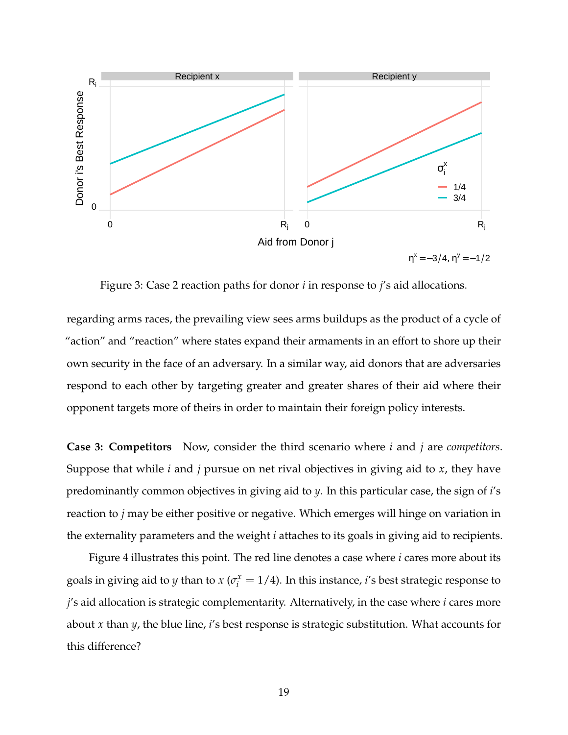Figure 3: Case 2 reaction paths for donor $i$ in response to $j$'s aid allocations.

regarding arms races, the prevailing view sees arms buildups as the product of a cycle of "action" and "reaction" where states expand their armaments in an effort to shore up their own security in the face of an adversary. In a similar way, aid donors that are adversaries respond to each other by targeting greater and greater shares of their aid where their opponent targets more of theirs in order to maintain their foreign policy interests.

**Case 3: Competitors** Now, consider the third scenario where $i$ and $j$ are *competitors*. Suppose that while $i$ and $j$ pursue on net rival objectives in giving aid to $x$, they have predominantly common objectives in giving aid to $y$. In this particular case, the sign of $i$'s reaction to $j$ may be either positive or negative. Which emerges will hinge on variation in the externality parameters and the weight $i$ attaches to its goals in giving aid to recipients.

Figure 4 illustrates this point. The red line denotes a case where $i$ cares more about its goals in giving aid to $y$ than to $x$ ($\sigma_i^x = 1/4$). In this instance, $i$'s best strategic response to $j$'s aid allocation is strategic complementarity. Alternatively, in the case where $i$ cares more about $x$ than $y$, the blue line, $i$'s best response is strategic substitution. What accounts for this difference?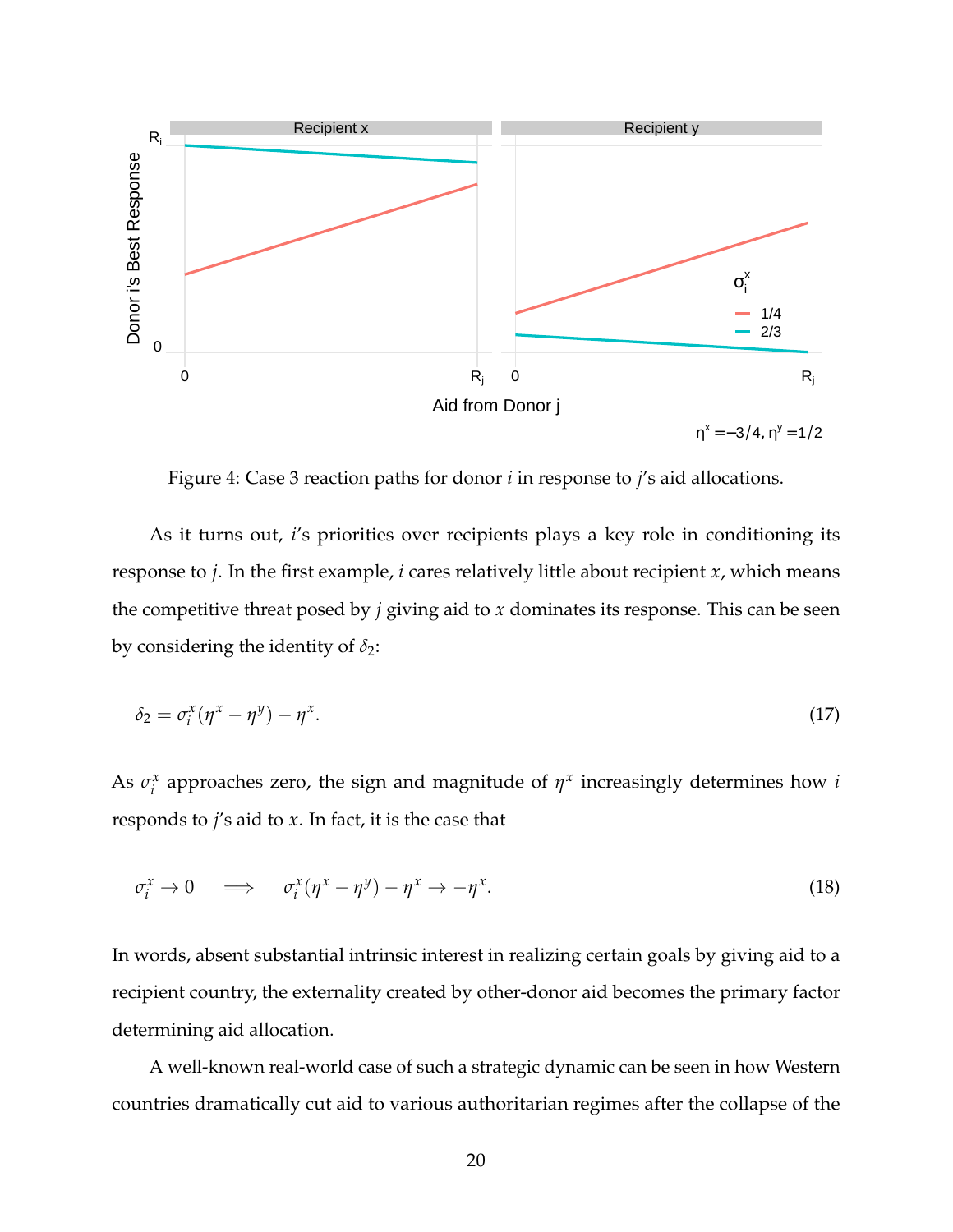Figure 4: Case 3 reaction paths for donor $i$ in response to $j$'s aid allocations.

As it turns out, $i$'s priorities over recipients plays a key role in conditioning its response to $j$. In the first example, $i$ cares relatively little about recipient $x$, which means the competitive threat posed by $j$ giving aid to $x$ dominates its response. This can be seen by considering the identity of $\delta_2$:

$$\delta_2 = \sigma_i^x(\eta^x - \eta^y) - \eta^x. \tag{17}$$

As $\sigma_i^x$ approaches zero, the sign and magnitude of $\eta^x$ increasingly determines how $i$ responds to $j$'s aid to $x$. In fact, it is the case that

$$\sigma_i^x \to 0 \quad \implies \quad \sigma_i^x(\eta^x - \eta^y) - \eta^x \to -\eta^x. \tag{18}$$

In words, absent substantial intrinsic interest in realizing certain goals by giving aid to a recipient country, the externality created by other-donor aid becomes the primary factor determining aid allocation.

A well-known real-world case of such a strategic dynamic can be seen in how Western countries dramatically cut aid to various authoritarian regimes after the collapse of the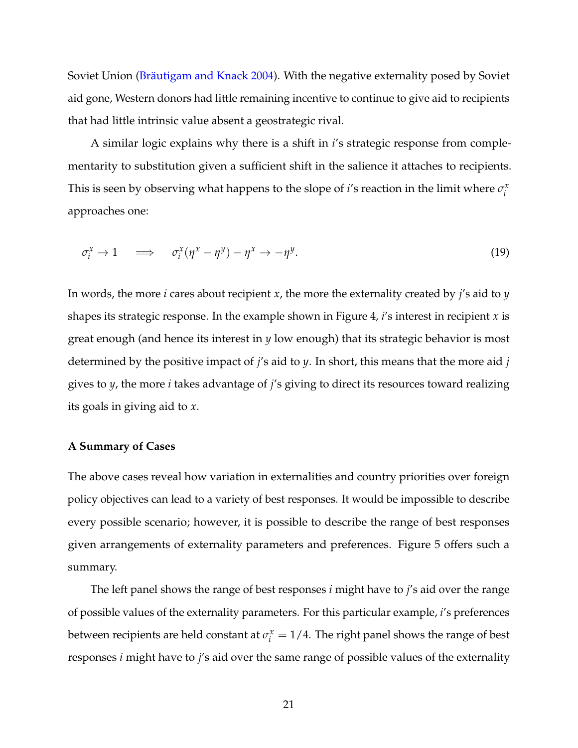Soviet Union (Bräutigam and Knack 2004). With the negative externality posed by Soviet aid gone, Western donors had little remaining incentive to continue to give aid to recipients that had little intrinsic value absent a geostrategic rival.

A similar logic explains why there is a shift in $i$'s strategic response from complementarity to substitution given a sufficient shift in the salience it attaches to recipients. This is seen by observing what happens to the slope of $i$'s reaction in the limit where $\sigma_i^x$ approaches one:

$$\sigma_i^x \to 1 \quad \implies \quad \sigma_i^x(\eta^x - \eta^y) - \eta^x \to -\eta^y. \tag{19}$$

In words, the more $i$ cares about recipient $x$, the more the externality created by $j$'s aid to $y$ shapes its strategic response. In the example shown in Figure 4, $i$'s interest in recipient $x$ is great enough (and hence its interest in $y$ low enough) that its strategic behavior is most determined by the positive impact of $j$'s aid to $y$. In short, this means that the more aid $j$ gives to $y$, the more $i$ takes advantage of $j$'s giving to direct its resources toward realizing its goals in giving aid to $x$.

### A Summary of Cases

The above cases reveal how variation in externalities and country priorities over foreign policy objectives can lead to a variety of best responses. It would be impossible to describe every possible scenario; however, it is possible to describe the range of best responses given arrangements of externality parameters and preferences. Figure 5 offers such a summary.

The left panel shows the range of best responses $i$ might have to $j$'s aid over the range of possible values of the externality parameters. For this particular example, $i$'s preferences between recipients are held constant at $\sigma_i^x = 1/4$. The right panel shows the range of best responses $i$ might have to $j$'s aid over the same range of possible values of the externality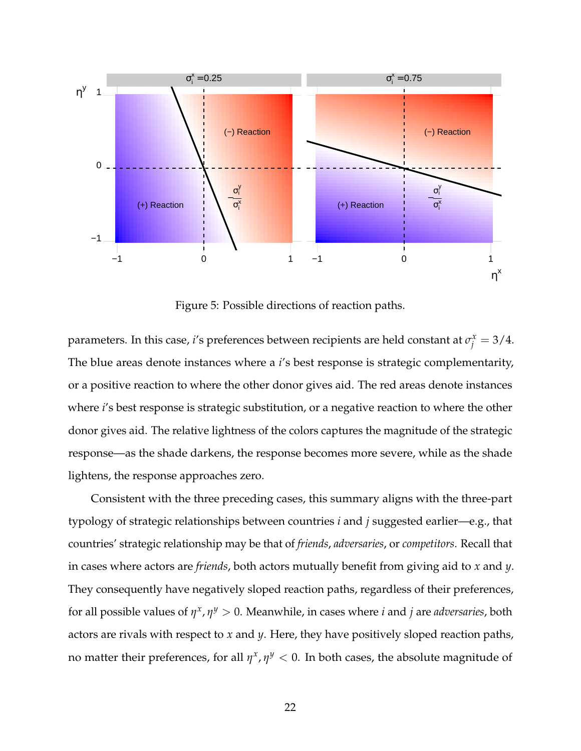Figure 5: Possible directions of reaction paths.

parameters. In this case, $i$'s preferences between recipients are held constant at $\sigma_j^x = 3/4$. The blue areas denote instances where a $i$'s best response is strategic complementarity, or a positive reaction to where the other donor gives aid. The red areas denote instances where $i$'s best response is strategic substitution, or a negative reaction to where the other donor gives aid. The relative lightness of the colors captures the magnitude of the strategic response—as the shade darkens, the response becomes more severe, while as the shade lightens, the response approaches zero.

Consistent with the three preceding cases, this summary aligns with the three-part typology of strategic relationships between countries $i$ and $j$ suggested earlier—e.g., that countries' strategic relationship may be that of *friends*, *adversaries*, or *competitors*. Recall that in cases where actors are *friends*, both actors mutually benefit from giving aid to $x$ and $y$. They consequently have negatively sloped reaction paths, regardless of their preferences, for all possible values of $\eta^x, \eta^y > 0$. Meanwhile, in cases where $i$ and $j$ are *adversaries*, both actors are rivals with respect to $x$ and $y$. Here, they have positively sloped reaction paths, no matter their preferences, for all $\eta^x, \eta^y < 0$. In both cases, the absolute magnitude of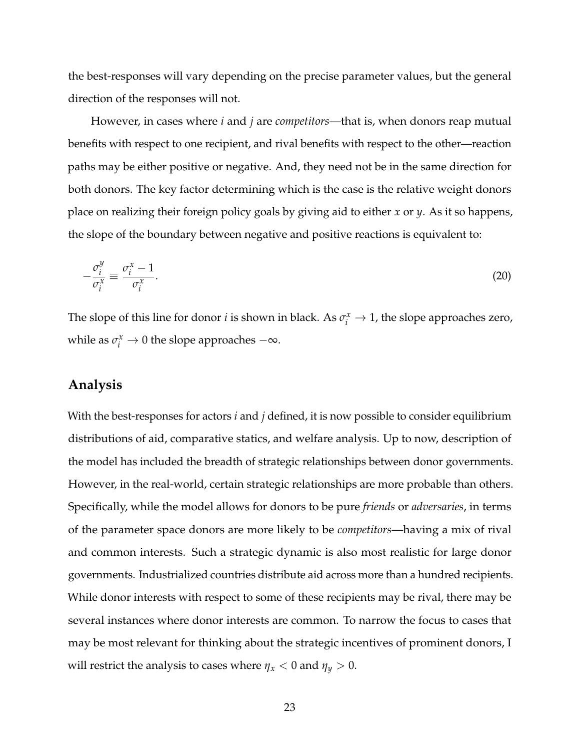the best-responses will vary depending on the precise parameter values, but the general direction of the responses will not.

However, in cases where $i$ and $j$ are *competitors*—that is, when donors reap mutual benefits with respect to one recipient, and rival benefits with respect to the other—reaction paths may be either positive or negative. And, they need not be in the same direction for both donors. The key factor determining which is the case is the relative weight donors place on realizing their foreign policy goals by giving aid to either $x$ or $y$. As it so happens, the slope of the boundary between negative and positive reactions is equivalent to:

$$-\frac{\sigma_i^y}{\sigma_i^x} \equiv \frac{\sigma_i^x - 1}{\sigma_i^x}. \tag{20}$$

The slope of this line for donor $i$ is shown in black. As $\sigma_i^x \to 1$, the slope approaches zero, while as $\sigma_i^x \to 0$ the slope approaches $-\infty$.

## Analysis

With the best-responses for actors $i$ and $j$ defined, it is now possible to consider equilibrium distributions of aid, comparative statics, and welfare analysis. Up to now, description of the model has included the breadth of strategic relationships between donor governments. However, in the real-world, certain strategic relationships are more probable than others. Specifically, while the model allows for donors to be pure *friends* or *adversaries*, in terms of the parameter space donors are more likely to be *competitors*—having a mix of rival and common interests. Such a strategic dynamic is also most realistic for large donor governments. Industrialized countries distribute aid across more than a hundred recipients. While donor interests with respect to some of these recipients may be rival, there may be several instances where donor interests are common. To narrow the focus to cases that may be most relevant for thinking about the strategic incentives of prominent donors, I will restrict the analysis to cases where $\eta_x < 0$ and $\eta_y > 0$.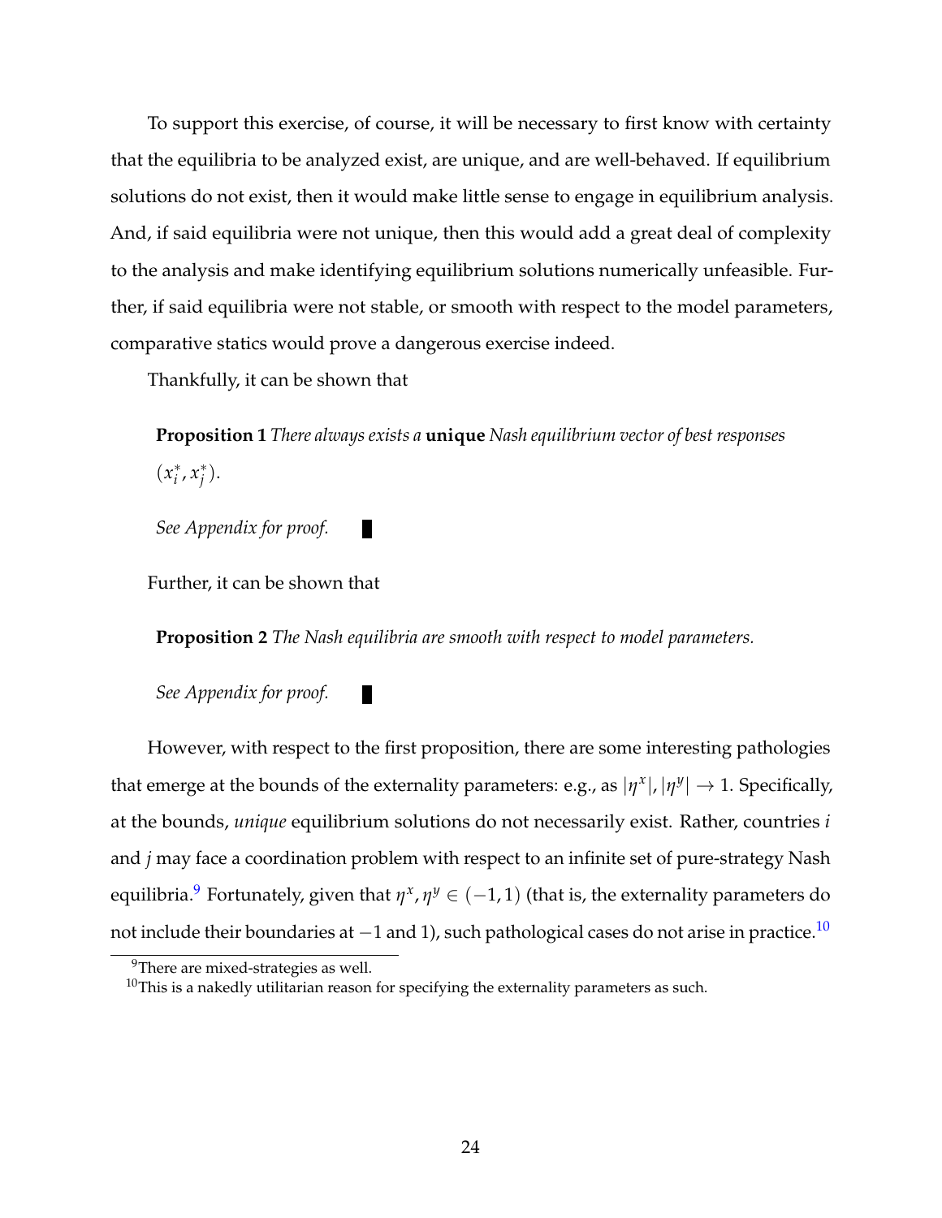To support this exercise, of course, it will be necessary to first know with certainty that the equilibria to be analyzed exist, are unique, and are well-behaved. If equilibrium solutions do not exist, then it would make little sense to engage in equilibrium analysis. And, if said equilibria were not unique, then this would add a great deal of complexity to the analysis and make identifying equilibrium solutions numerically unfeasible. Further, if said equilibria were not stable, or smooth with respect to the model parameters, comparative statics would prove a dangerous exercise indeed.

Thankfully, it can be shown that

**Proposition 1** *There always exists a* **unique** *Nash equilibrium vector of best responses* $(x_i^*, x_j^*)$.

*See Appendix for proof.* ∎

Further, it can be shown that

**Proposition 2** *The Nash equilibria are smooth with respect to model parameters.*

*See Appendix for proof.* ∎

However, with respect to the first proposition, there are some interesting pathologies that emerge at the bounds of the externality parameters: e.g., as $|\eta^x|, |\eta^y| \to 1$. Specifically, at the bounds, *unique* equilibrium solutions do not necessarily exist. Rather, countries $i$ and $j$ may face a coordination problem with respect to an infinite set of pure-strategy Nash equilibria.[9] Fortunately, given that $\eta^x, \eta^y \in (-1, 1)$ (that is, the externality parameters do not include their boundaries at $-1$ and 1), such pathological cases do not arise in practice.[10]

[9] There are mixed-strategies as well.

[10] This is a nakedly utilitarian reason for specifying the externality parameters as such.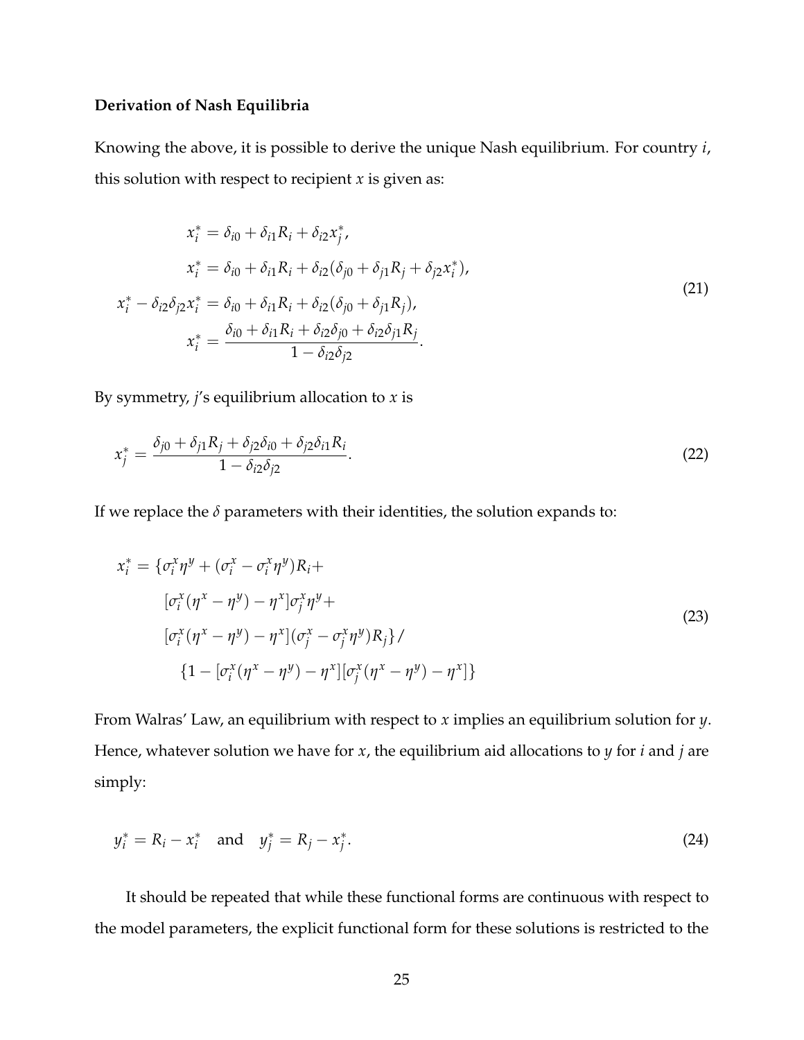**Derivation of Nash Equilibria**

Knowing the above, it is possible to derive the unique Nash equilibrium. For country $i$, this solution with respect to recipient $x$ is given as:

$$
\begin{aligned}
x_i^* &= \delta_{i0} + \delta_{i1} R_i + \delta_{i2} x_j^*, \\
x_i^* &= \delta_{i0} + \delta_{i1} R_i + \delta_{i2}(\delta_{j0} + \delta_{j1} R_j + \delta_{j2} x_i^*), \\
x_i^* - \delta_{i2}\delta_{j2} x_i^* &= \delta_{i0} + \delta_{i1} R_i + \delta_{i2}(\delta_{j0} + \delta_{j1} R_j), \\
x_i^* &= \frac{\delta_{i0} + \delta_{i1} R_i + \delta_{i2}\delta_{j0} + \delta_{i2}\delta_{j1} R_j}{1 - \delta_{i2}\delta_{j2}}.
\end{aligned}
\tag{21}
$$

By symmetry, $j$'s equilibrium allocation to $x$ is

$$
x_j^* = \frac{\delta_{j0} + \delta_{j1} R_j + \delta_{j2}\delta_{i0} + \delta_{j2}\delta_{i1} R_i}{1 - \delta_{i2}\delta_{j2}}.
\tag{22}
$$

If we replace the $\delta$ parameters with their identities, the solution expands to:

$$
\begin{aligned}
x_i^* = \{ &\sigma_i^x \eta^y + (\sigma_i^x - \sigma_i^x \eta^y) R_i + \\
&[\sigma_i^x(\eta^x - \eta^y) - \eta^x]\sigma_j^x \eta^y + \\
&[\sigma_i^x(\eta^x - \eta^y) - \eta^x](\sigma_j^x - \sigma_j^x \eta^y) R_j \} / \\
&\{1 - [\sigma_i^x(\eta^x - \eta^y) - \eta^x][\sigma_j^x(\eta^x - \eta^y) - \eta^x]\}
\end{aligned}
\tag{23}
$$

From Walras' Law, an equilibrium with respect to $x$ implies an equilibrium solution for $y$. Hence, whatever solution we have for $x$, the equilibrium aid allocations to $y$ for $i$ and $j$ are simply:

$$
y_i^* = R_i - x_i^* \quad \text{and} \quad y_j^* = R_j - x_j^*.
\tag{24}
$$

It should be repeated that while these functional forms are continuous with respect to the model parameters, the explicit functional form for these solutions is restricted to the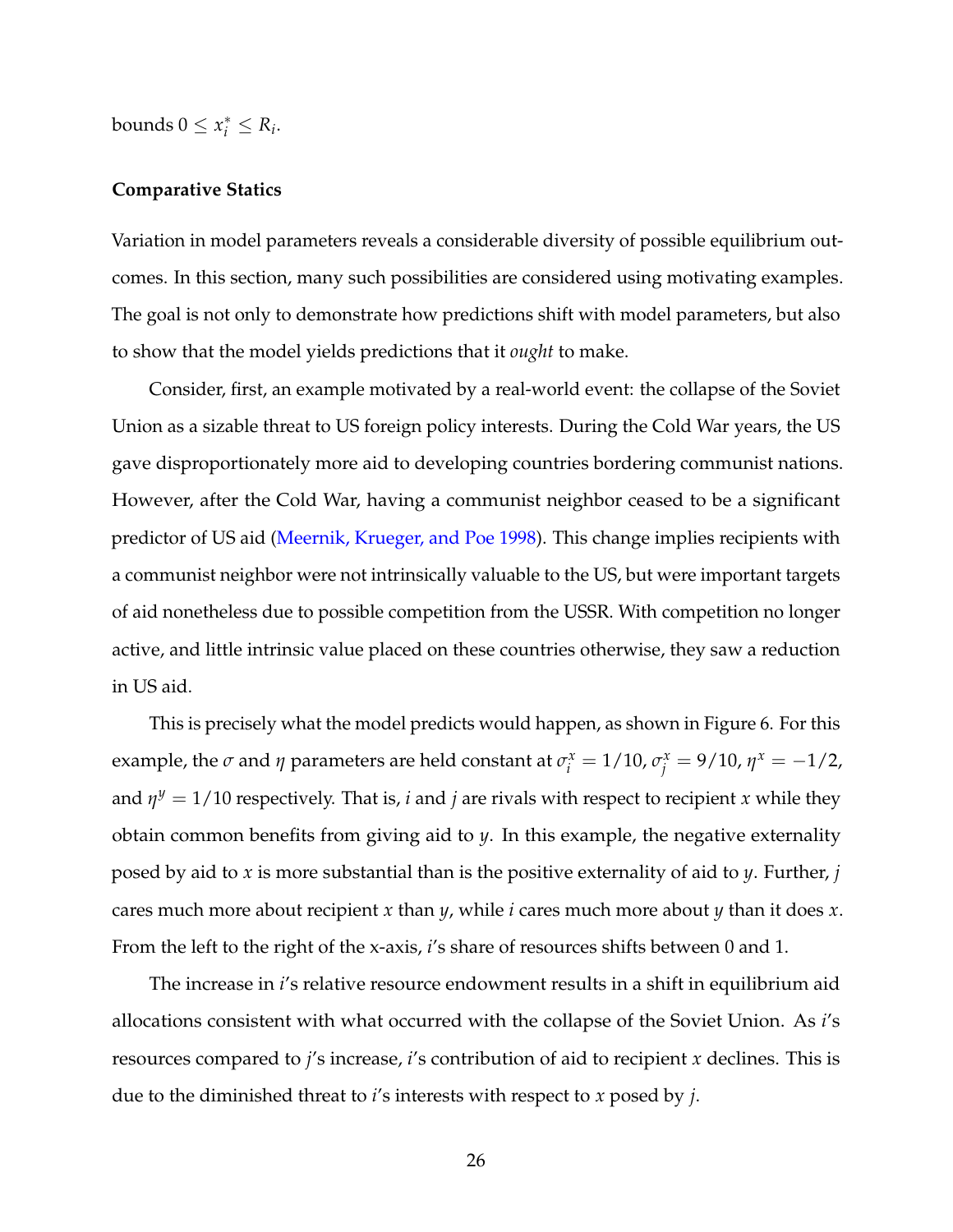bounds $0 \leq x_i^* \leq R_i$.

**Comparative Statics**

Variation in model parameters reveals a considerable diversity of possible equilibrium outcomes. In this section, many such possibilities are considered using motivating examples. The goal is not only to demonstrate how predictions shift with model parameters, but also to show that the model yields predictions that it *ought* to make.

Consider, first, an example motivated by a real-world event: the collapse of the Soviet Union as a sizable threat to US foreign policy interests. During the Cold War years, the US gave disproportionately more aid to developing countries bordering communist nations. However, after the Cold War, having a communist neighbor ceased to be a significant predictor of US aid (Meernik, Krueger, and Poe 1998). This change implies recipients with a communist neighbor were not intrinsically valuable to the US, but were important targets of aid nonetheless due to possible competition from the USSR. With competition no longer active, and little intrinsic value placed on these countries otherwise, they saw a reduction in US aid.

This is precisely what the model predicts would happen, as shown in Figure 6. For this example, the $\sigma$ and $\eta$ parameters are held constant at $\sigma_i^x = 1/10$, $\sigma_j^x = 9/10$, $\eta^x = -1/2$, and $\eta^y = 1/10$ respectively. That is, $i$ and $j$ are rivals with respect to recipient $x$ while they obtain common benefits from giving aid to $y$. In this example, the negative externality posed by aid to $x$ is more substantial than is the positive externality of aid to $y$. Further, $j$ cares much more about recipient $x$ than $y$, while $i$ cares much more about $y$ than it does $x$. From the left to the right of the x-axis, $i$'s share of resources shifts between 0 and 1.

The increase in $i$'s relative resource endowment results in a shift in equilibrium aid allocations consistent with what occurred with the collapse of the Soviet Union. As $i$'s resources compared to $j$'s increase, $i$'s contribution of aid to recipient $x$ declines. This is due to the diminished threat to $i$'s interests with respect to $x$ posed by $j$.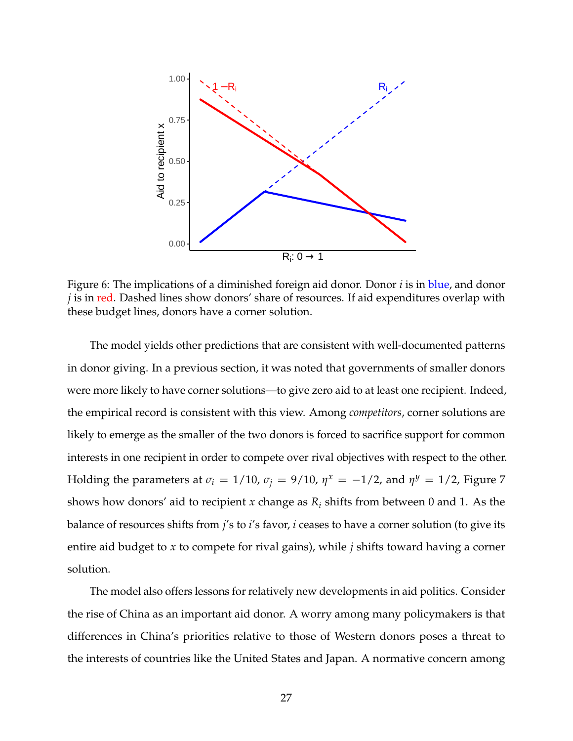Figure 6: The implications of a diminished foreign aid donor. Donor $i$ is in blue, and donor $j$ is in red. Dashed lines show donors' share of resources. If aid expenditures overlap with these budget lines, donors have a corner solution.

The model yields other predictions that are consistent with well-documented patterns in donor giving. In a previous section, it was noted that governments of smaller donors were more likely to have corner solutions—to give zero aid to at least one recipient. Indeed, the empirical record is consistent with this view. Among *competitors*, corner solutions are likely to emerge as the smaller of the two donors is forced to sacrifice support for common interests in one recipient in order to compete over rival objectives with respect to the other. Holding the parameters at $\sigma_i = 1/10$, $\sigma_j = 9/10$, $\eta^x = -1/2$, and $\eta^y = 1/2$, Figure 7 shows how donors' aid to recipient $x$ change as $R_i$ shifts from between 0 and 1. As the balance of resources shifts from $j$'s to $i$'s favor, $i$ ceases to have a corner solution (to give its entire aid budget to $x$ to compete for rival gains), while $j$ shifts toward having a corner solution.

The model also offers lessons for relatively new developments in aid politics. Consider the rise of China as an important aid donor. A worry among many policymakers is that differences in China's priorities relative to those of Western donors poses a threat to the interests of countries like the United States and Japan. A normative concern among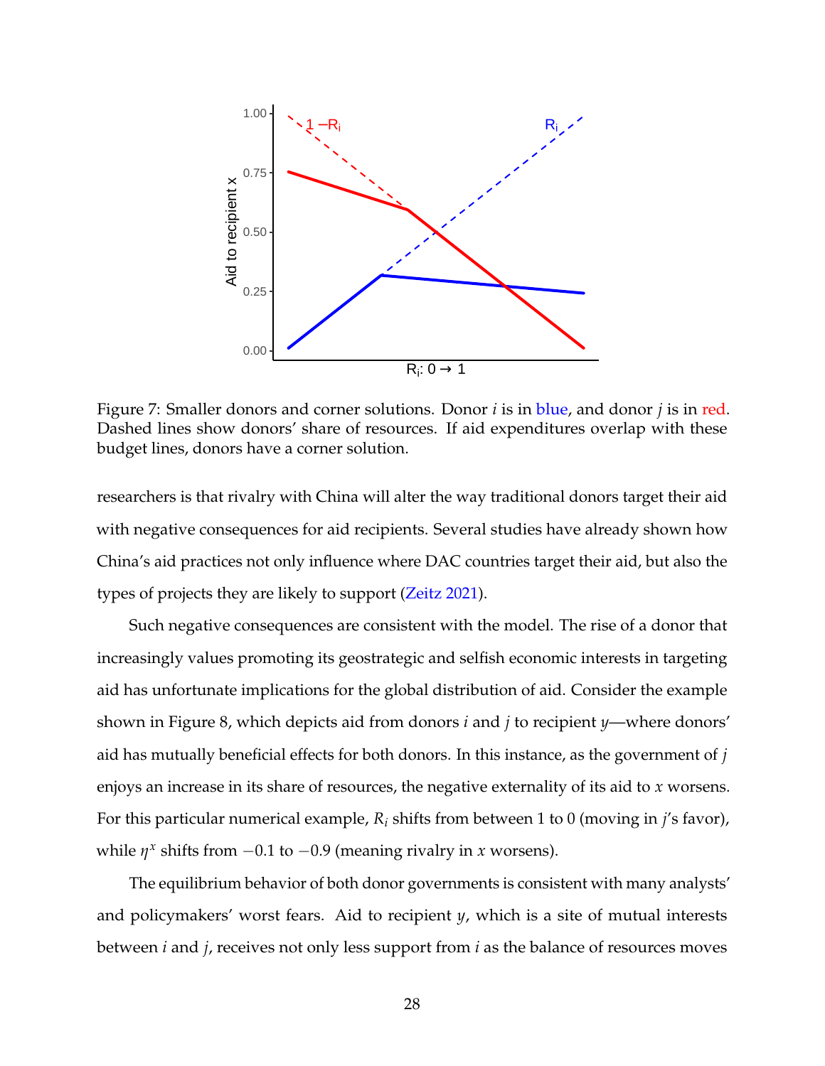Figure 7: Smaller donors and corner solutions. Donor $i$ is in blue, and donor $j$ is in red. Dashed lines show donors' share of resources. If aid expenditures overlap with these budget lines, donors have a corner solution.

researchers is that rivalry with China will alter the way traditional donors target their aid with negative consequences for aid recipients. Several studies have already shown how China's aid practices not only influence where DAC countries target their aid, but also the types of projects they are likely to support (Zeitz 2021).

Such negative consequences are consistent with the model. The rise of a donor that increasingly values promoting its geostrategic and selfish economic interests in targeting aid has unfortunate implications for the global distribution of aid. Consider the example shown in Figure 8, which depicts aid from donors $i$ and $j$ to recipient $y$—where donors' aid has mutually beneficial effects for both donors. In this instance, as the government of $j$ enjoys an increase in its share of resources, the negative externality of its aid to $x$ worsens. For this particular numerical example, $R_i$ shifts from between 1 to 0 (moving in $j$'s favor), while $\eta^x$ shifts from $-0.1$ to $-0.9$ (meaning rivalry in $x$ worsens).

The equilibrium behavior of both donor governments is consistent with many analysts' and policymakers' worst fears. Aid to recipient $y$, which is a site of mutual interests between $i$ and $j$, receives not only less support from $i$ as the balance of resources moves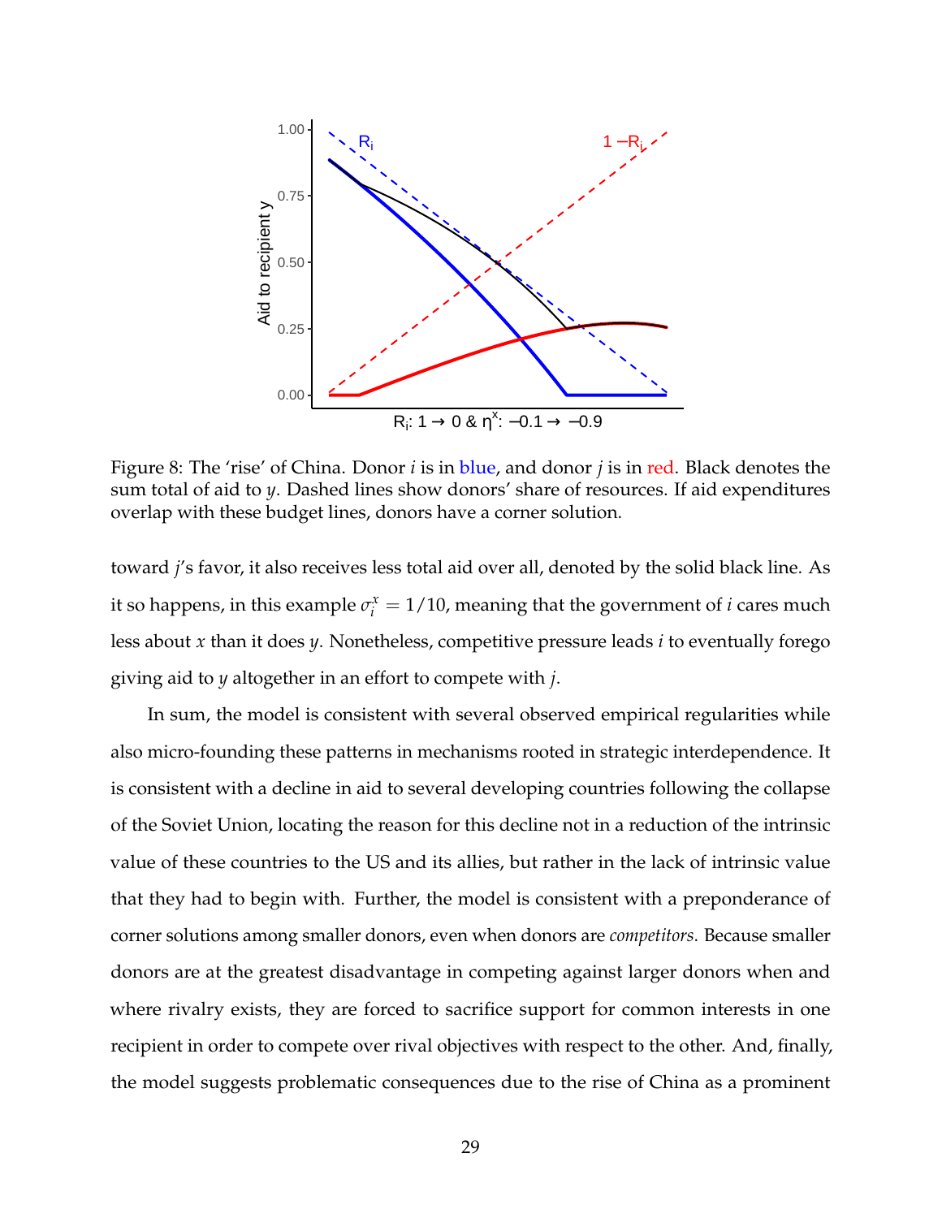Figure 8: The 'rise' of China. Donor $i$ is in blue, and donor $j$ is in red. Black denotes the sum total of aid to $y$. Dashed lines show donors' share of resources. If aid expenditures overlap with these budget lines, donors have a corner solution.

toward $j$'s favor, it also receives less total aid over all, denoted by the solid black line. As it so happens, in this example $\sigma_i^x = 1/10$, meaning that the government of $i$ cares much less about $x$ than it does $y$. Nonetheless, competitive pressure leads $i$ to eventually forego giving aid to $y$ altogether in an effort to compete with $j$.

In sum, the model is consistent with several observed empirical regularities while also micro-founding these patterns in mechanisms rooted in strategic interdependence. It is consistent with a decline in aid to several developing countries following the collapse of the Soviet Union, locating the reason for this decline not in a reduction of the intrinsic value of these countries to the US and its allies, but rather in the lack of intrinsic value that they had to begin with. Further, the model is consistent with a preponderance of corner solutions among smaller donors, even when donors are *competitors*. Because smaller donors are at the greatest disadvantage in competing against larger donors when and where rivalry exists, they are forced to sacrifice support for common interests in one recipient in order to compete over rival objectives with respect to the other. And, finally, the model suggests problematic consequences due to the rise of China as a prominent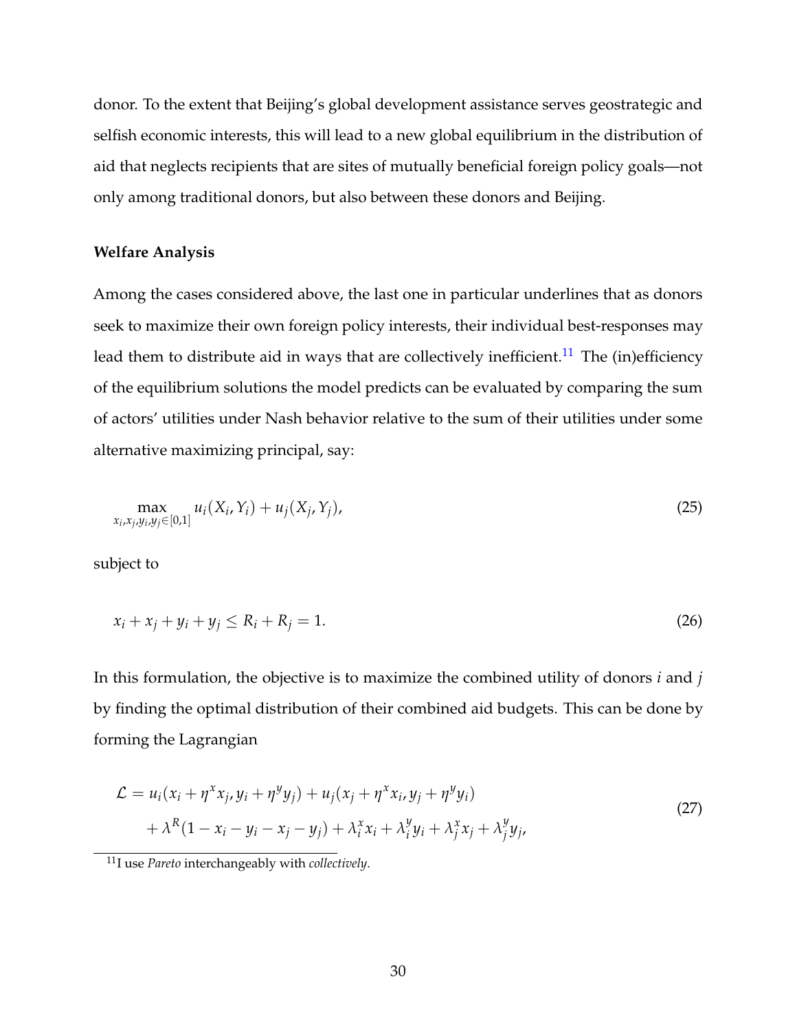donor. To the extent that Beijing's global development assistance serves geostrategic and selfish economic interests, this will lead to a new global equilibrium in the distribution of aid that neglects recipients that are sites of mutually beneficial foreign policy goals—not only among traditional donors, but also between these donors and Beijing.

**Welfare Analysis**

Among the cases considered above, the last one in particular underlines that as donors seek to maximize their own foreign policy interests, their individual best-responses may lead them to distribute aid in ways that are collectively inefficient.[11] The (in)efficiency of the equilibrium solutions the model predicts can be evaluated by comparing the sum of actors' utilities under Nash behavior relative to the sum of their utilities under some alternative maximizing principal, say:

$$\max_{x_i, x_j, y_i, y_j \in [0,1]} u_i(X_i, Y_i) + u_j(X_j, Y_j), \tag{25}$$

subject to

$$x_i + x_j + y_i + y_j \leq R_i + R_j = 1. \tag{26}$$

In this formulation, the objective is to maximize the combined utility of donors $i$ and $j$ by finding the optimal distribution of their combined aid budgets. This can be done by forming the Lagrangian

$$\begin{aligned}\mathcal{L} = & \; u_i(x_i + \eta^x x_j, y_i + \eta^y y_j) + u_j(x_j + \eta^x x_i, y_j + \eta^y y_i) \\ & + \lambda^R(1 - x_i - y_i - x_j - y_j) + \lambda_i^x x_i + \lambda_i^y y_i + \lambda_j^x x_j + \lambda_j^y y_j,\end{aligned} \tag{27}$$

[11] I use *Pareto* interchangeably with *collectively*.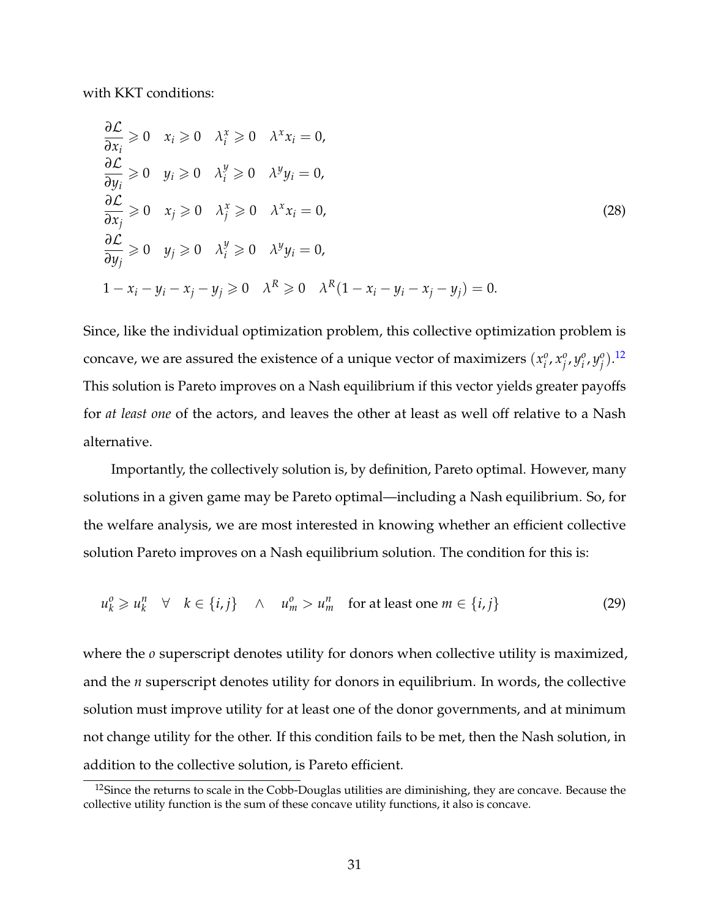with KKT conditions:

$$
\begin{aligned}
&\frac{\partial \mathcal{L}}{\partial x_i} \geqslant 0 \quad x_i \geqslant 0 \quad \lambda_i^x \geqslant 0 \quad \lambda^x x_i = 0, \\
&\frac{\partial \mathcal{L}}{\partial y_i} \geqslant 0 \quad y_i \geqslant 0 \quad \lambda_i^y \geqslant 0 \quad \lambda^y y_i = 0, \\
&\frac{\partial \mathcal{L}}{\partial x_j} \geqslant 0 \quad x_j \geqslant 0 \quad \lambda_j^x \geqslant 0 \quad \lambda^x x_i = 0, \\
&\frac{\partial \mathcal{L}}{\partial y_j} \geqslant 0 \quad y_j \geqslant 0 \quad \lambda_i^y \geqslant 0 \quad \lambda^y y_i = 0, \\
&1 - x_i - y_i - x_j - y_j \geqslant 0 \quad \lambda^R \geqslant 0 \quad \lambda^R(1 - x_i - y_i - x_j - y_j) = 0.
\end{aligned}
\tag{28}
$$

Since, like the individual optimization problem, this collective optimization problem is concave, we are assured the existence of a unique vector of maximizers $(x_i^o, x_j^o, y_i^o, y_j^o)$.[12] This solution is Pareto improves on a Nash equilibrium if this vector yields greater payoffs for *at least one* of the actors, and leaves the other at least as well off relative to a Nash alternative.

Importantly, the collectively solution is, by definition, Pareto optimal. However, many solutions in a given game may be Pareto optimal—including a Nash equilibrium. So, for the welfare analysis, we are most interested in knowing whether an efficient collective solution Pareto improves on a Nash equilibrium solution. The condition for this is:

$$
u_k^o \geqslant u_k^n \quad \forall \quad k \in \{i, j\} \quad \wedge \quad u_m^o > u_m^n \quad \text{for at least one } m \in \{i, j\} \tag{29}
$$

where the $o$ superscript denotes utility for donors when collective utility is maximized, and the $n$ superscript denotes utility for donors in equilibrium. In words, the collective solution must improve utility for at least one of the donor governments, and at minimum not change utility for the other. If this condition fails to be met, then the Nash solution, in addition to the collective solution, is Pareto efficient.

[12]Since the returns to scale in the Cobb-Douglas utilities are diminishing, they are concave. Because the collective utility function is the sum of these concave utility functions, it also is concave.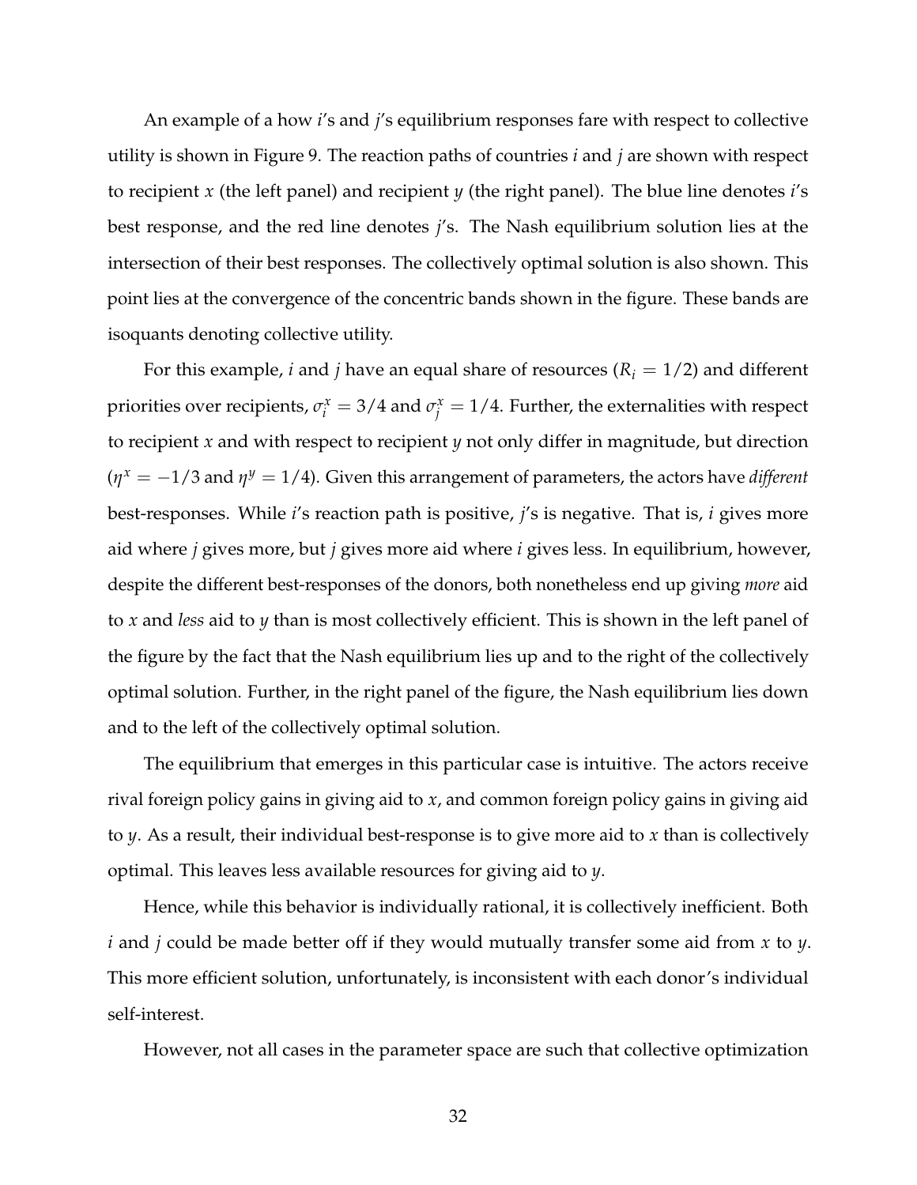An example of a how $i$'s and $j$'s equilibrium responses fare with respect to collective utility is shown in Figure 9. The reaction paths of countries $i$ and $j$ are shown with respect to recipient $x$ (the left panel) and recipient $y$ (the right panel). The blue line denotes $i$'s best response, and the red line denotes $j$'s. The Nash equilibrium solution lies at the intersection of their best responses. The collectively optimal solution is also shown. This point lies at the convergence of the concentric bands shown in the figure. These bands are isoquants denoting collective utility.

For this example, $i$ and $j$ have an equal share of resources ($R_i = 1/2$) and different priorities over recipients, $\sigma_i^x = 3/4$ and $\sigma_j^x = 1/4$. Further, the externalities with respect to recipient $x$ and with respect to recipient $y$ not only differ in magnitude, but direction ($\eta^x = -1/3$ and $\eta^y = 1/4$). Given this arrangement of parameters, the actors have *different* best-responses. While $i$'s reaction path is positive, $j$'s is negative. That is, $i$ gives more aid where $j$ gives more, but $j$ gives more aid where $i$ gives less. In equilibrium, however, despite the different best-responses of the donors, both nonetheless end up giving *more* aid to $x$ and *less* aid to $y$ than is most collectively efficient. This is shown in the left panel of the figure by the fact that the Nash equilibrium lies up and to the right of the collectively optimal solution. Further, in the right panel of the figure, the Nash equilibrium lies down and to the left of the collectively optimal solution.

The equilibrium that emerges in this particular case is intuitive. The actors receive rival foreign policy gains in giving aid to $x$, and common foreign policy gains in giving aid to $y$. As a result, their individual best-response is to give more aid to $x$ than is collectively optimal. This leaves less available resources for giving aid to $y$.

Hence, while this behavior is individually rational, it is collectively inefficient. Both $i$ and $j$ could be made better off if they would mutually transfer some aid from $x$ to $y$. This more efficient solution, unfortunately, is inconsistent with each donor's individual self-interest.

However, not all cases in the parameter space are such that collective optimization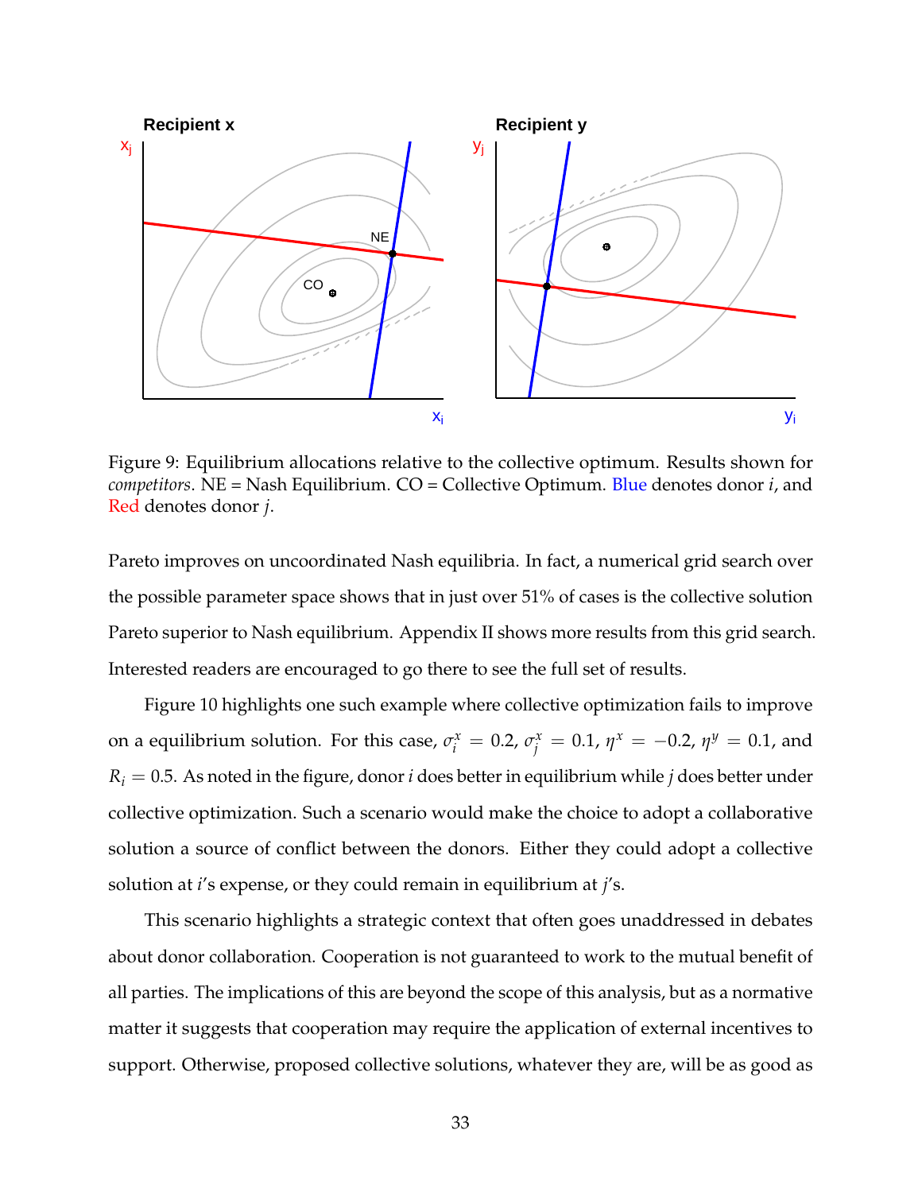Figure 9: Equilibrium allocations relative to the collective optimum. Results shown for *competitors*. NE = Nash Equilibrium. CO = Collective Optimum. Blue denotes donor $i$, and Red denotes donor $j$.

Pareto improves on uncoordinated Nash equilibria. In fact, a numerical grid search over the possible parameter space shows that in just over 51% of cases is the collective solution Pareto superior to Nash equilibrium. Appendix II shows more results from this grid search. Interested readers are encouraged to go there to see the full set of results.

Figure 10 highlights one such example where collective optimization fails to improve on a equilibrium solution. For this case, $\sigma_i^x = 0.2$, $\sigma_j^x = 0.1$, $\eta^x = -0.2$, $\eta^y = 0.1$, and $R_i = 0.5$. As noted in the figure, donor $i$ does better in equilibrium while $j$ does better under collective optimization. Such a scenario would make the choice to adopt a collaborative solution a source of conflict between the donors. Either they could adopt a collective solution at $i$'s expense, or they could remain in equilibrium at $j$'s.

This scenario highlights a strategic context that often goes unaddressed in debates about donor collaboration. Cooperation is not guaranteed to work to the mutual benefit of all parties. The implications of this are beyond the scope of this analysis, but as a normative matter it suggests that cooperation may require the application of external incentives to support. Otherwise, proposed collective solutions, whatever they are, will be as good as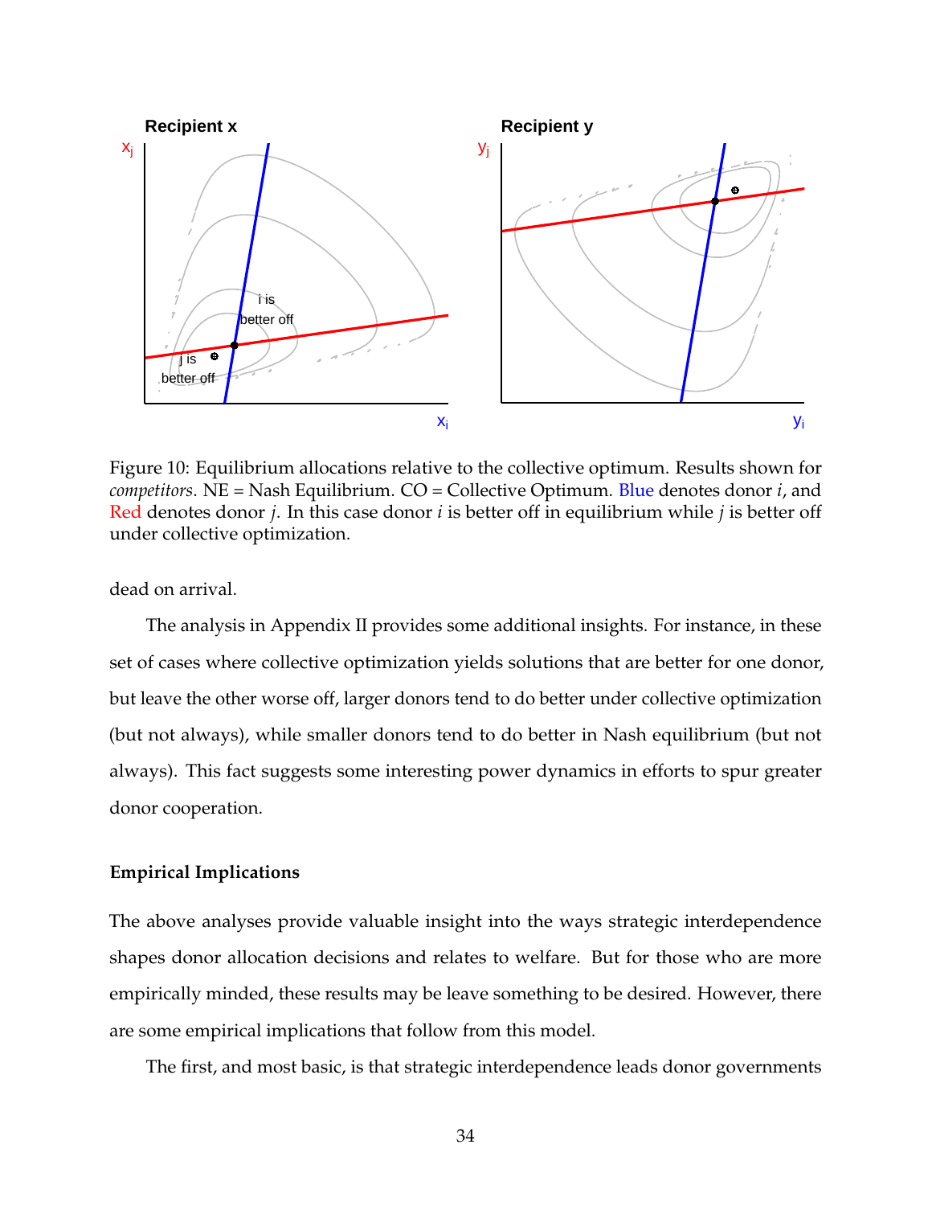Figure 10: Equilibrium allocations relative to the collective optimum. Results shown for *competitors*. NE = Nash Equilibrium. CO = Collective Optimum. Blue denotes donor $i$, and Red denotes donor $j$. In this case donor $i$ is better off in equilibrium while $j$ is better off under collective optimization.

dead on arrival.

The analysis in Appendix II provides some additional insights. For instance, in these set of cases where collective optimization yields solutions that are better for one donor, but leave the other worse off, larger donors tend to do better under collective optimization (but not always), while smaller donors tend to do better in Nash equilibrium (but not always). This fact suggests some interesting power dynamics in efforts to spur greater donor cooperation.

### Empirical Implications

The above analyses provide valuable insight into the ways strategic interdependence shapes donor allocation decisions and relates to welfare. But for those who are more empirically minded, these results may be leave something to be desired. However, there are some empirical implications that follow from this model.

The first, and most basic, is that strategic interdependence leads donor governments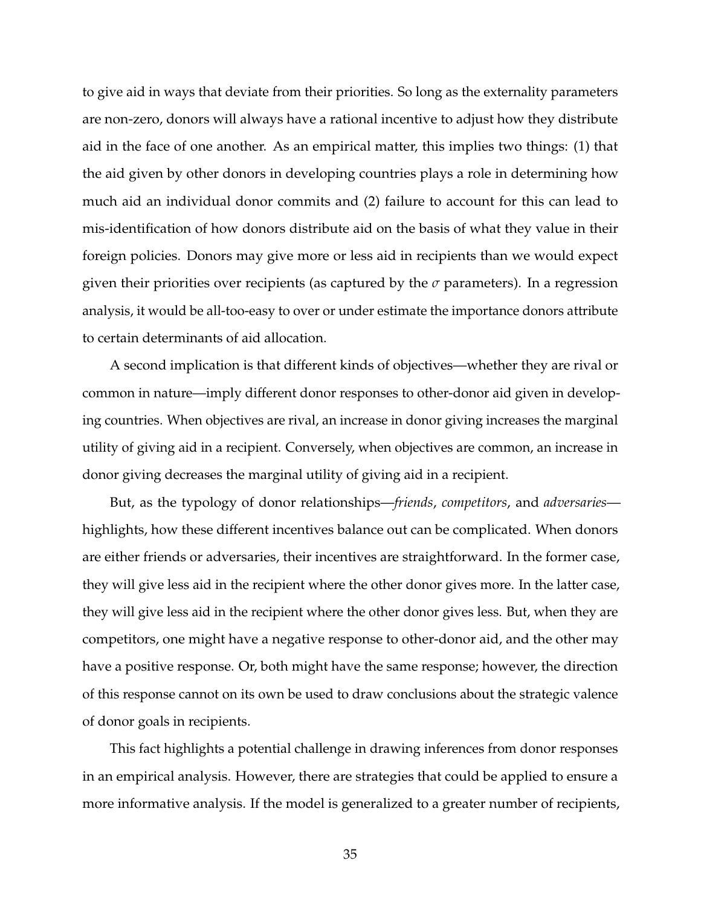to give aid in ways that deviate from their priorities. So long as the externality parameters are non-zero, donors will always have a rational incentive to adjust how they distribute aid in the face of one another. As an empirical matter, this implies two things: (1) that the aid given by other donors in developing countries plays a role in determining how much aid an individual donor commits and (2) failure to account for this can lead to mis-identification of how donors distribute aid on the basis of what they value in their foreign policies. Donors may give more or less aid in recipients than we would expect given their priorities over recipients (as captured by the $\sigma$ parameters). In a regression analysis, it would be all-too-easy to over or under estimate the importance donors attribute to certain determinants of aid allocation.

A second implication is that different kinds of objectives—whether they are rival or common in nature—imply different donor responses to other-donor aid given in developing countries. When objectives are rival, an increase in donor giving increases the marginal utility of giving aid in a recipient. Conversely, when objectives are common, an increase in donor giving decreases the marginal utility of giving aid in a recipient.

But, as the typology of donor relationships—*friends*, *competitors*, and *adversaries*—highlights, how these different incentives balance out can be complicated. When donors are either friends or adversaries, their incentives are straightforward. In the former case, they will give less aid in the recipient where the other donor gives more. In the latter case, they will give less aid in the recipient where the other donor gives less. But, when they are competitors, one might have a negative response to other-donor aid, and the other may have a positive response. Or, both might have the same response; however, the direction of this response cannot on its own be used to draw conclusions about the strategic valence of donor goals in recipients.

This fact highlights a potential challenge in drawing inferences from donor responses in an empirical analysis. However, there are strategies that could be applied to ensure a more informative analysis. If the model is generalized to a greater number of recipients,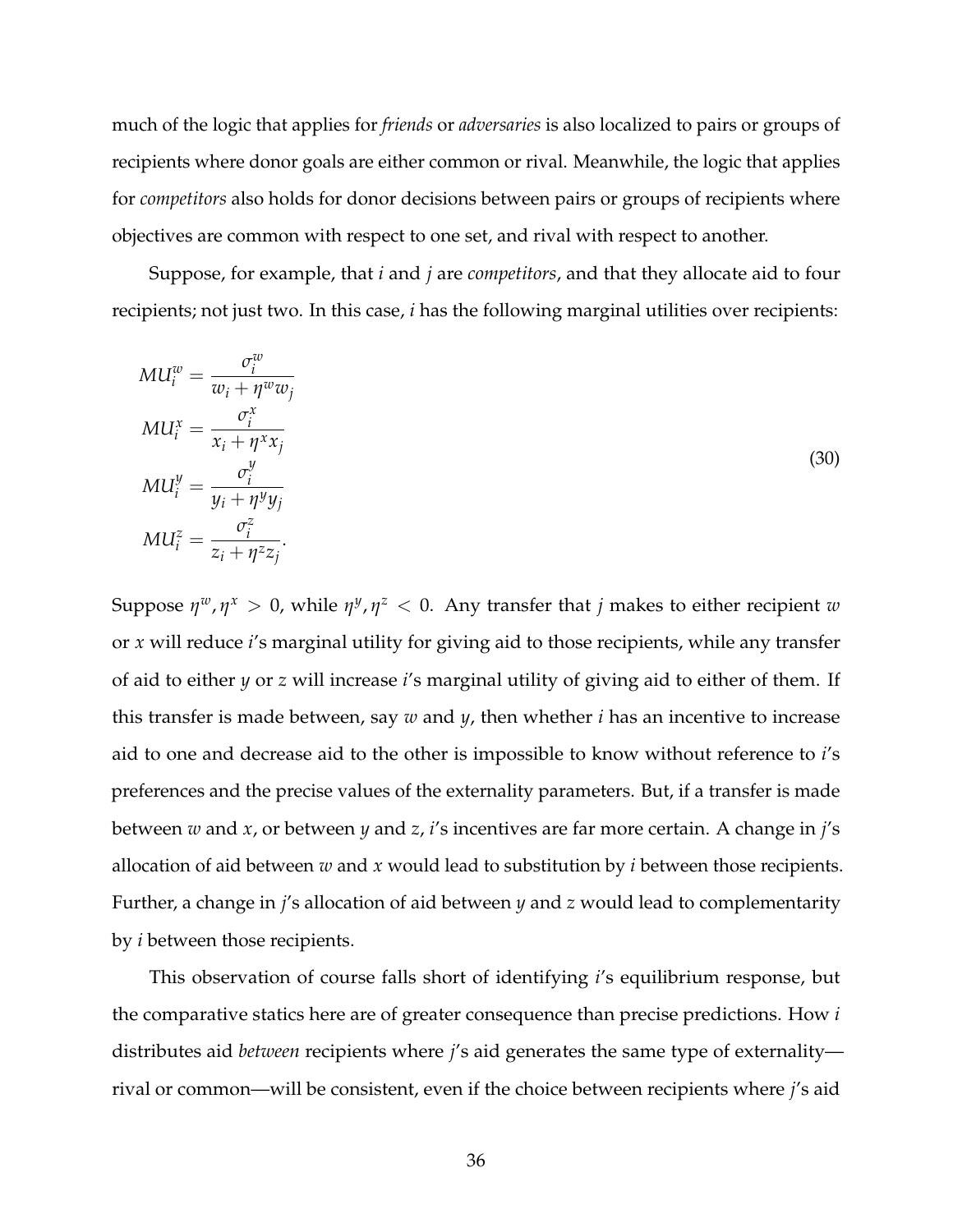much of the logic that applies for *friends* or *adversaries* is also localized to pairs or groups of recipients where donor goals are either common or rival. Meanwhile, the logic that applies for *competitors* also holds for donor decisions between pairs or groups of recipients where objectives are common with respect to one set, and rival with respect to another.

Suppose, for example, that $i$ and $j$ are *competitors*, and that they allocate aid to four recipients; not just two. In this case, $i$ has the following marginal utilities over recipients:

$$
\begin{aligned}
MU_i^w &= \frac{\sigma_i^w}{w_i + \eta^w w_j} \\
MU_i^x &= \frac{\sigma_i^x}{x_i + \eta^x x_j} \\
MU_i^y &= \frac{\sigma_i^y}{y_i + \eta^y y_j} \\
MU_i^z &= \frac{\sigma_i^z}{z_i + \eta^z z_j}.
\end{aligned}
\tag{30}
$$

Suppose $\eta^w, \eta^x > 0$, while $\eta^y, \eta^z < 0$. Any transfer that $j$ makes to either recipient $w$ or $x$ will reduce $i$'s marginal utility for giving aid to those recipients, while any transfer of aid to either $y$ or $z$ will increase $i$'s marginal utility of giving aid to either of them. If this transfer is made between, say $w$ and $y$, then whether $i$ has an incentive to increase aid to one and decrease aid to the other is impossible to know without reference to $i$'s preferences and the precise values of the externality parameters. But, if a transfer is made between $w$ and $x$, or between $y$ and $z$, $i$'s incentives are far more certain. A change in $j$'s allocation of aid between $w$ and $x$ would lead to substitution by $i$ between those recipients. Further, a change in $j$'s allocation of aid between $y$ and $z$ would lead to complementarity by $i$ between those recipients.

This observation of course falls short of identifying $i$'s equilibrium response, but the comparative statics here are of greater consequence than precise predictions. How $i$ distributes aid *between* recipients where $j$'s aid generates the same type of externality—rival or common—will be consistent, even if the choice between recipients where $j$'s aid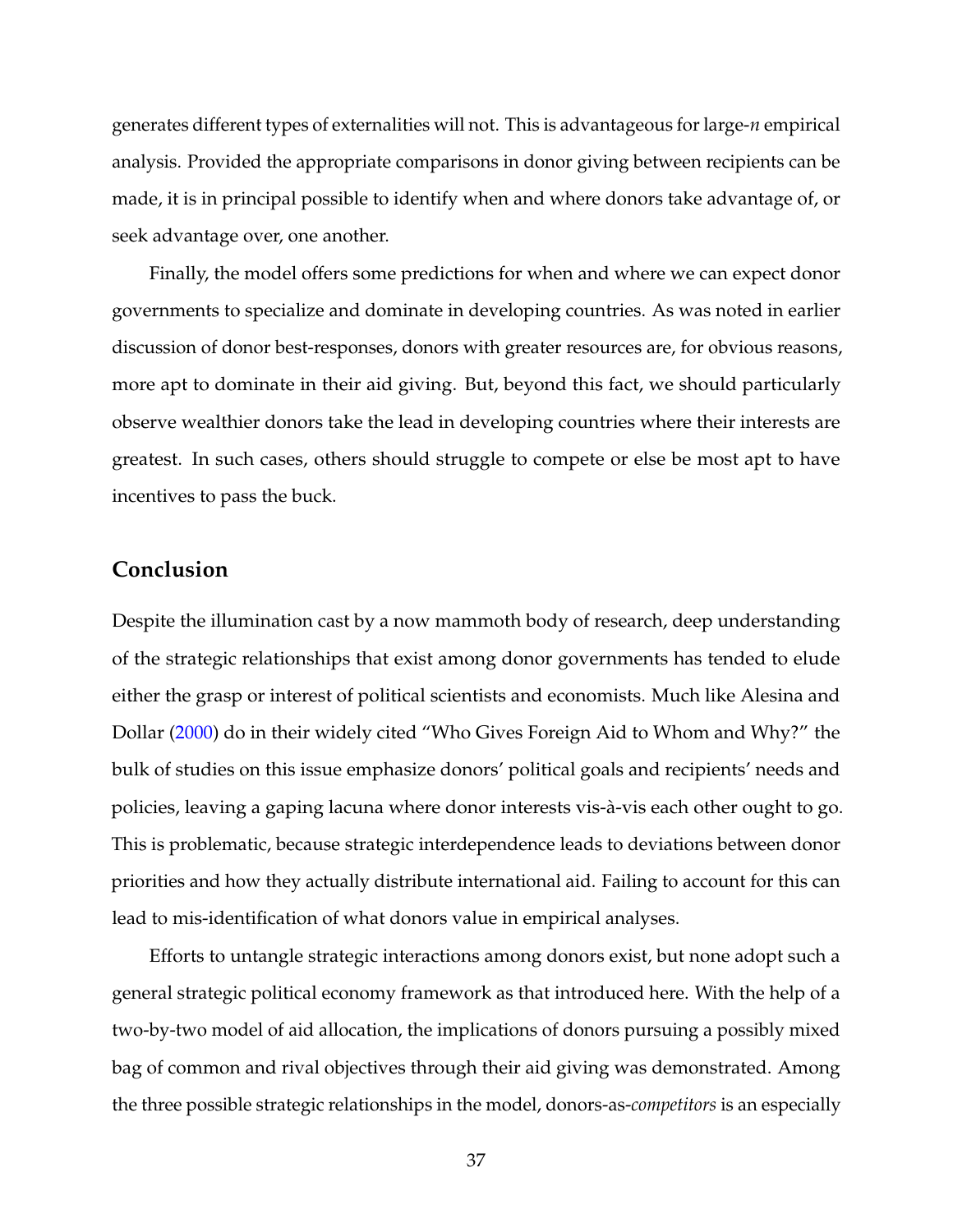generates different types of externalities will not. This is advantageous for large-*n* empirical analysis. Provided the appropriate comparisons in donor giving between recipients can be made, it is in principal possible to identify when and where donors take advantage of, or seek advantage over, one another.

Finally, the model offers some predictions for when and where we can expect donor governments to specialize and dominate in developing countries. As was noted in earlier discussion of donor best-responses, donors with greater resources are, for obvious reasons, more apt to dominate in their aid giving. But, beyond this fact, we should particularly observe wealthier donors take the lead in developing countries where their interests are greatest. In such cases, others should struggle to compete or else be most apt to have incentives to pass the buck.

## Conclusion

Despite the illumination cast by a now mammoth body of research, deep understanding of the strategic relationships that exist among donor governments has tended to elude either the grasp or interest of political scientists and economists. Much like Alesina and Dollar (2000) do in their widely cited "Who Gives Foreign Aid to Whom and Why?" the bulk of studies on this issue emphasize donors' political goals and recipients' needs and policies, leaving a gaping lacuna where donor interests vis-à-vis each other ought to go. This is problematic, because strategic interdependence leads to deviations between donor priorities and how they actually distribute international aid. Failing to account for this can lead to mis-identification of what donors value in empirical analyses.

Efforts to untangle strategic interactions among donors exist, but none adopt such a general strategic political economy framework as that introduced here. With the help of a two-by-two model of aid allocation, the implications of donors pursuing a possibly mixed bag of common and rival objectives through their aid giving was demonstrated. Among the three possible strategic relationships in the model, donors-as-*competitors* is an especially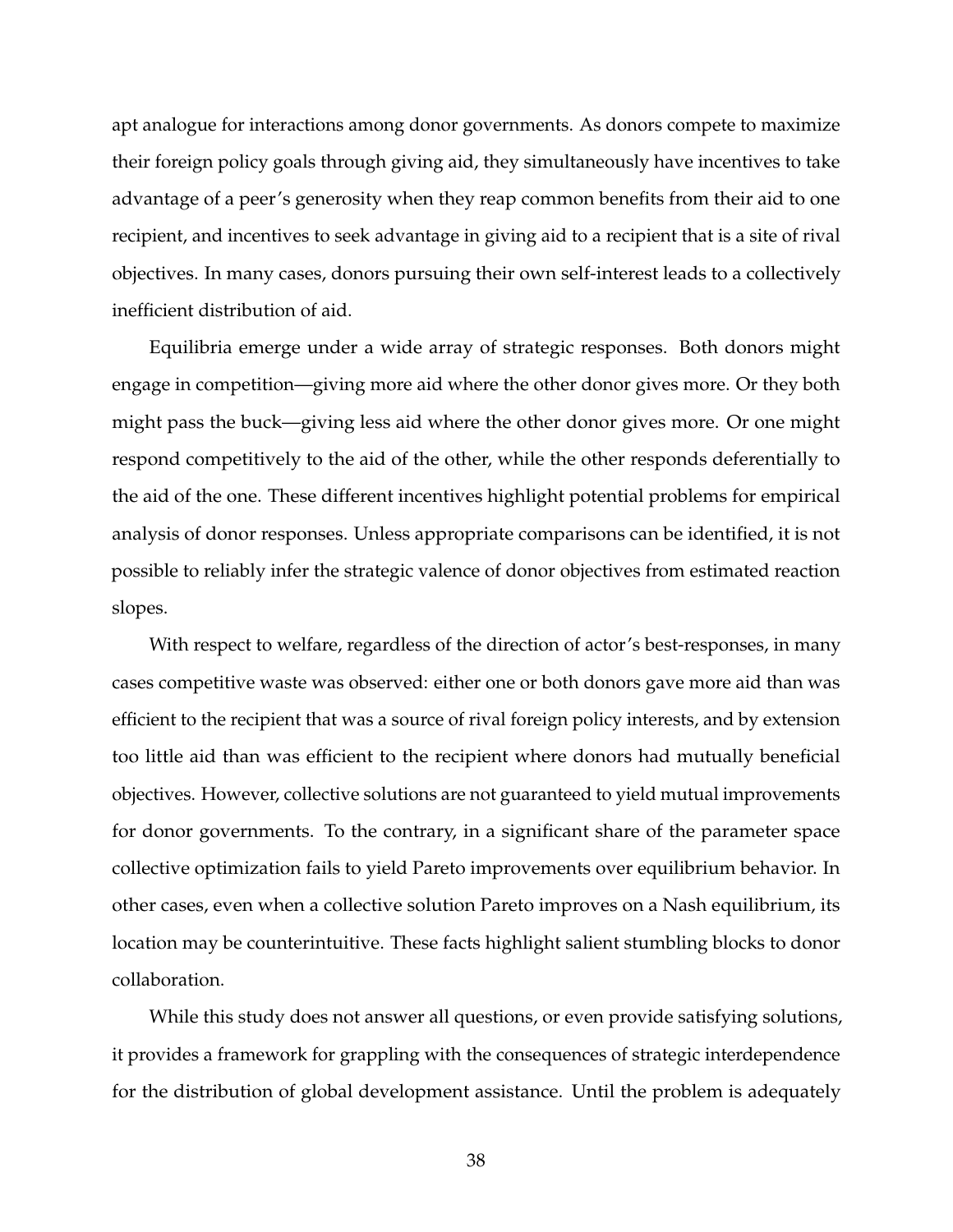apt analogue for interactions among donor governments. As donors compete to maximize their foreign policy goals through giving aid, they simultaneously have incentives to take advantage of a peer's generosity when they reap common benefits from their aid to one recipient, and incentives to seek advantage in giving aid to a recipient that is a site of rival objectives. In many cases, donors pursuing their own self-interest leads to a collectively inefficient distribution of aid.

Equilibria emerge under a wide array of strategic responses. Both donors might engage in competition—giving more aid where the other donor gives more. Or they both might pass the buck—giving less aid where the other donor gives more. Or one might respond competitively to the aid of the other, while the other responds deferentially to the aid of the one. These different incentives highlight potential problems for empirical analysis of donor responses. Unless appropriate comparisons can be identified, it is not possible to reliably infer the strategic valence of donor objectives from estimated reaction slopes.

With respect to welfare, regardless of the direction of actor's best-responses, in many cases competitive waste was observed: either one or both donors gave more aid than was efficient to the recipient that was a source of rival foreign policy interests, and by extension too little aid than was efficient to the recipient where donors had mutually beneficial objectives. However, collective solutions are not guaranteed to yield mutual improvements for donor governments. To the contrary, in a significant share of the parameter space collective optimization fails to yield Pareto improvements over equilibrium behavior. In other cases, even when a collective solution Pareto improves on a Nash equilibrium, its location may be counterintuitive. These facts highlight salient stumbling blocks to donor collaboration.

While this study does not answer all questions, or even provide satisfying solutions, it provides a framework for grappling with the consequences of strategic interdependence for the distribution of global development assistance. Until the problem is adequately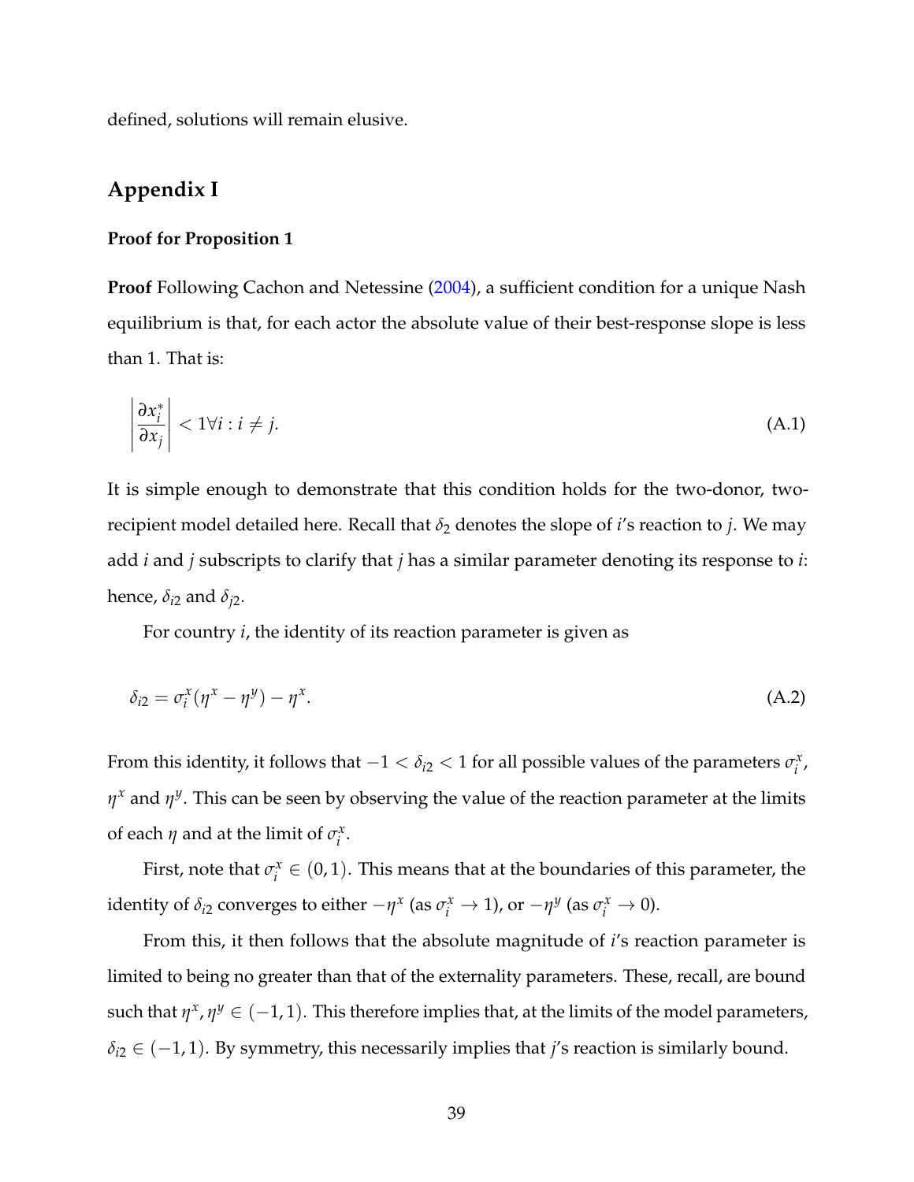defined, solutions will remain elusive.

## Appendix I

### Proof for Proposition 1

**Proof** Following Cachon and Netessine (2004), a sufficient condition for a unique Nash equilibrium is that, for each actor the absolute value of their best-response slope is less than 1. That is:

$$\left|\frac{\partial x_i^*}{\partial x_j}\right| < 1 \forall i : i \neq j. \tag{A.1}$$

It is simple enough to demonstrate that this condition holds for the two-donor, two-recipient model detailed here. Recall that $\delta_2$ denotes the slope of $i$'s reaction to $j$. We may add $i$ and $j$ subscripts to clarify that $j$ has a similar parameter denoting its response to $i$: hence, $\delta_{i2}$ and $\delta_{j2}$.

For country $i$, the identity of its reaction parameter is given as

$$\delta_{i2} = \sigma_i^x(\eta^x - \eta^y) - \eta^x. \tag{A.2}$$

From this identity, it follows that $-1 < \delta_{i2} < 1$ for all possible values of the parameters $\sigma_i^x$, $\eta^x$ and $\eta^y$. This can be seen by observing the value of the reaction parameter at the limits of each $\eta$ and at the limit of $\sigma_i^x$.

First, note that $\sigma_i^x \in (0, 1)$. This means that at the boundaries of this parameter, the identity of $\delta_{i2}$ converges to either $-\eta^x$ (as $\sigma_i^x \to 1$), or $-\eta^y$ (as $\sigma_i^x \to 0$).

From this, it then follows that the absolute magnitude of $i$'s reaction parameter is limited to being no greater than that of the externality parameters. These, recall, are bound such that $\eta^x, \eta^y \in (-1, 1)$. This therefore implies that, at the limits of the model parameters, $\delta_{i2} \in (-1, 1)$. By symmetry, this necessarily implies that $j$'s reaction is similarly bound.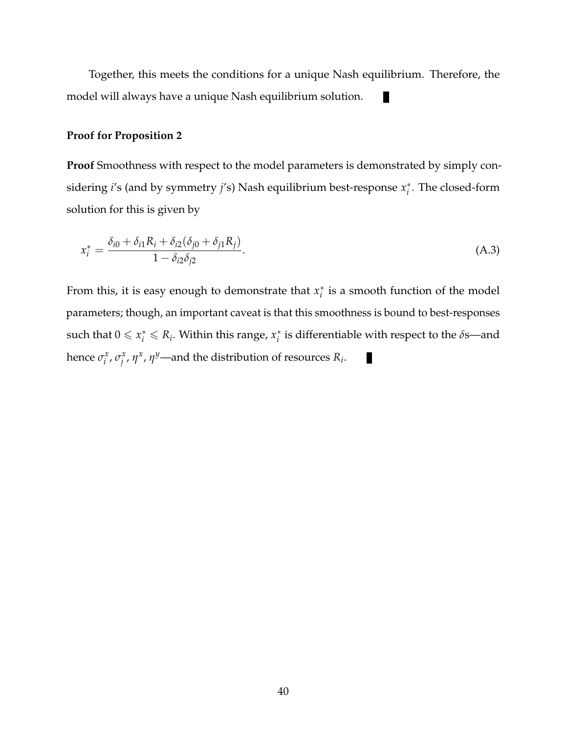Together, this meets the conditions for a unique Nash equilibrium. Therefore, the model will always have a unique Nash equilibrium solution. ∎

**Proof for Proposition 2**

**Proof** Smoothness with respect to the model parameters is demonstrated by simply considering $i$'s (and by symmetry $j$'s) Nash equilibrium best-response $x_i^*$. The closed-form solution for this is given by

$$x_i^* = \frac{\delta_{i0} + \delta_{i1} R_i + \delta_{i2}(\delta_{j0} + \delta_{j1} R_j)}{1 - \delta_{i2}\delta_{j2}}. \tag{A.3}$$

From this, it is easy enough to demonstrate that $x_i^*$ is a smooth function of the model parameters; though, an important caveat is that this smoothness is bound to best-responses such that $0 \leqslant x_i^* \leqslant R_i$. Within this range, $x_i^*$ is differentiable with respect to the $\delta$s—and hence $\sigma_i^x$, $\sigma_j^x$, $\eta^x$, $\eta^y$—and the distribution of resources $R_i$. ∎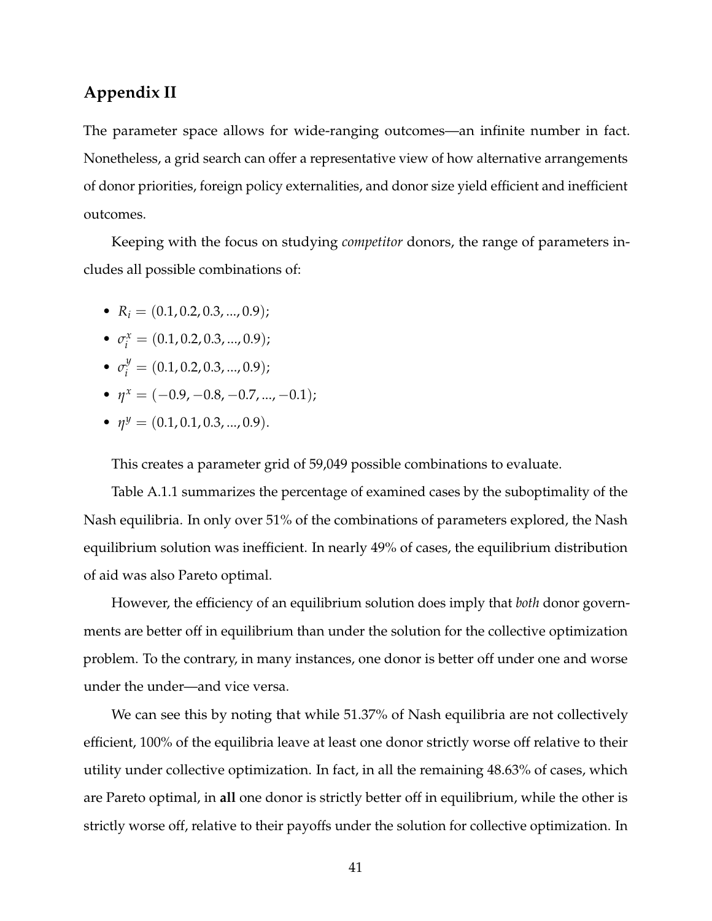## Appendix II

The parameter space allows for wide-ranging outcomes—an infinite number in fact. Nonetheless, a grid search can offer a representative view of how alternative arrangements of donor priorities, foreign policy externalities, and donor size yield efficient and inefficient outcomes.

Keeping with the focus on studying *competitor* donors, the range of parameters includes all possible combinations of:

- $R_i = (0.1, 0.2, 0.3, ..., 0.9)$;
- $\sigma_i^x = (0.1, 0.2, 0.3, ..., 0.9)$;
- $\sigma_i^y = (0.1, 0.2, 0.3, ..., 0.9)$;
- $\eta^x = (-0.9, -0.8, -0.7, ..., -0.1)$;
- $\eta^y = (0.1, 0.1, 0.3, ..., 0.9)$.

This creates a parameter grid of 59,049 possible combinations to evaluate.

Table A.1.1 summarizes the percentage of examined cases by the suboptimality of the Nash equilibria. In only over 51% of the combinations of parameters explored, the Nash equilibrium solution was inefficient. In nearly 49% of cases, the equilibrium distribution of aid was also Pareto optimal.

However, the efficiency of an equilibrium solution does imply that *both* donor governments are better off in equilibrium than under the solution for the collective optimization problem. To the contrary, in many instances, one donor is better off under one and worse under the under—and vice versa.

We can see this by noting that while 51.37% of Nash equilibria are not collectively efficient, 100% of the equilibria leave at least one donor strictly worse off relative to their utility under collective optimization. In fact, in all the remaining 48.63% of cases, which are Pareto optimal, in **all** one donor is strictly better off in equilibrium, while the other is strictly worse off, relative to their payoffs under the solution for collective optimization. In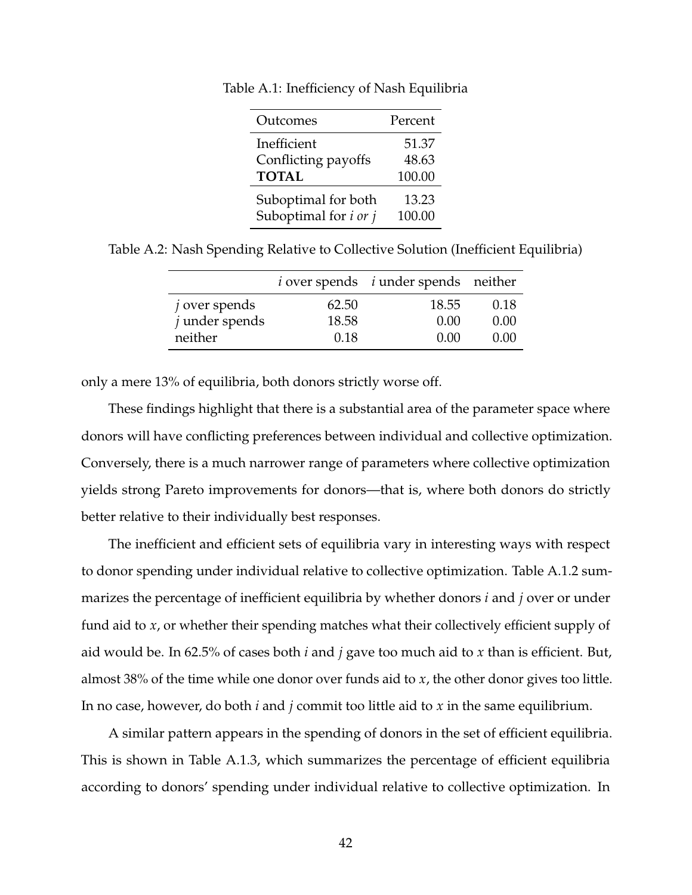Table A.1: Inefficiency of Nash Equilibria

| Outcomes | Percent |
|---|---|
| Inefficient | 51.37 |
| Conflicting payoffs | 48.63 |
| **TOTAL** | 100.00 |
| Suboptimal for both | 13.23 |
| Suboptimal for *i or j* | 100.00 |

Table A.2: Nash Spending Relative to Collective Solution (Inefficient Equilibria)

| | *i* over spends | *i* under spends | neither |
|---|---|---|---|
| *j* over spends | 62.50 | 18.55 | 0.18 |
| *j* under spends | 18.58 | 0.00 | 0.00 |
| neither | 0.18 | 0.00 | 0.00 |

only a mere 13% of equilibria, both donors strictly worse off.

These findings highlight that there is a substantial area of the parameter space where donors will have conflicting preferences between individual and collective optimization. Conversely, there is a much narrower range of parameters where collective optimization yields strong Pareto improvements for donors—that is, where both donors do strictly better relative to their individually best responses.

The inefficient and efficient sets of equilibria vary in interesting ways with respect to donor spending under individual relative to collective optimization. Table A.1.2 summarizes the percentage of inefficient equilibria by whether donors $i$ and $j$ over or under fund aid to $x$, or whether their spending matches what their collectively efficient supply of aid would be. In 62.5% of cases both $i$ and $j$ gave too much aid to $x$ than is efficient. But, almost 38% of the time while one donor over funds aid to $x$, the other donor gives too little. In no case, however, do both $i$ and $j$ commit too little aid to $x$ in the same equilibrium.

A similar pattern appears in the spending of donors in the set of efficient equilibria. This is shown in Table A.1.3, which summarizes the percentage of efficient equilibria according to donors' spending under individual relative to collective optimization. In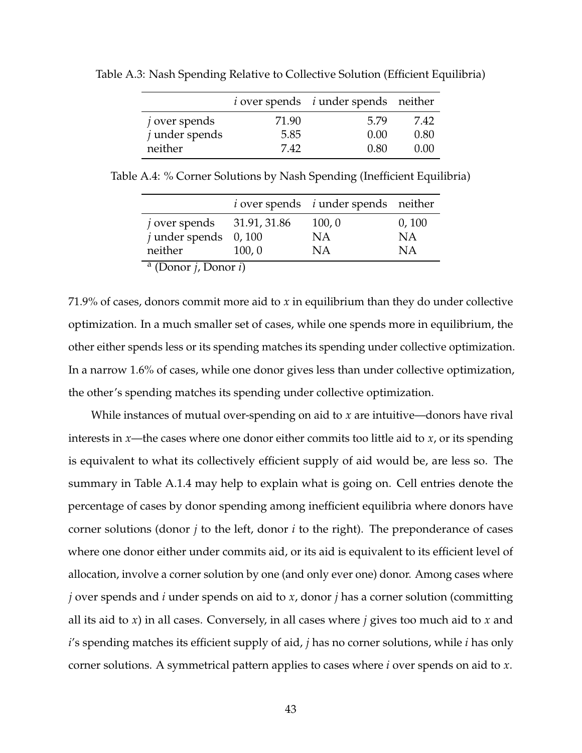Table A.3: Nash Spending Relative to Collective Solution (Efficient Equilibria)

| | $i$ over spends | $i$ under spends | neither |
|---|---|---|---|
| $j$ over spends | 71.90 | 5.79 | 7.42 |
| $j$ under spends | 5.85 | 0.00 | 0.80 |
| neither | 7.42 | 0.80 | 0.00 |

Table A.4: % Corner Solutions by Nash Spending (Inefficient Equilibria)

| | $i$ over spends | $i$ under spends | neither |
|---|---|---|---|
| $j$ over spends | 31.91, 31.86 | 100, 0 | 0, 100 |
| $j$ under spends | 0, 100 | NA | NA |
| neither | 100, 0 | NA | NA |

[a] (Donor $j$, Donor $i$)

71.9% of cases, donors commit more aid to $x$ in equilibrium than they do under collective optimization. In a much smaller set of cases, while one spends more in equilibrium, the other either spends less or its spending matches its spending under collective optimization. In a narrow 1.6% of cases, while one donor gives less than under collective optimization, the other's spending matches its spending under collective optimization.

While instances of mutual over-spending on aid to $x$ are intuitive—donors have rival interests in $x$—the cases where one donor either commits too little aid to $x$, or its spending is equivalent to what its collectively efficient supply of aid would be, are less so. The summary in Table A.1.4 may help to explain what is going on. Cell entries denote the percentage of cases by donor spending among inefficient equilibria where donors have corner solutions (donor $j$ to the left, donor $i$ to the right). The preponderance of cases where one donor either under commits aid, or its aid is equivalent to its efficient level of allocation, involve a corner solution by one (and only ever one) donor. Among cases where $j$ over spends and $i$ under spends on aid to $x$, donor $j$ has a corner solution (committing all its aid to $x$) in all cases. Conversely, in all cases where $j$ gives too much aid to $x$ and $i$'s spending matches its efficient supply of aid, $j$ has no corner solutions, while $i$ has only corner solutions. A symmetrical pattern applies to cases where $i$ over spends on aid to $x$.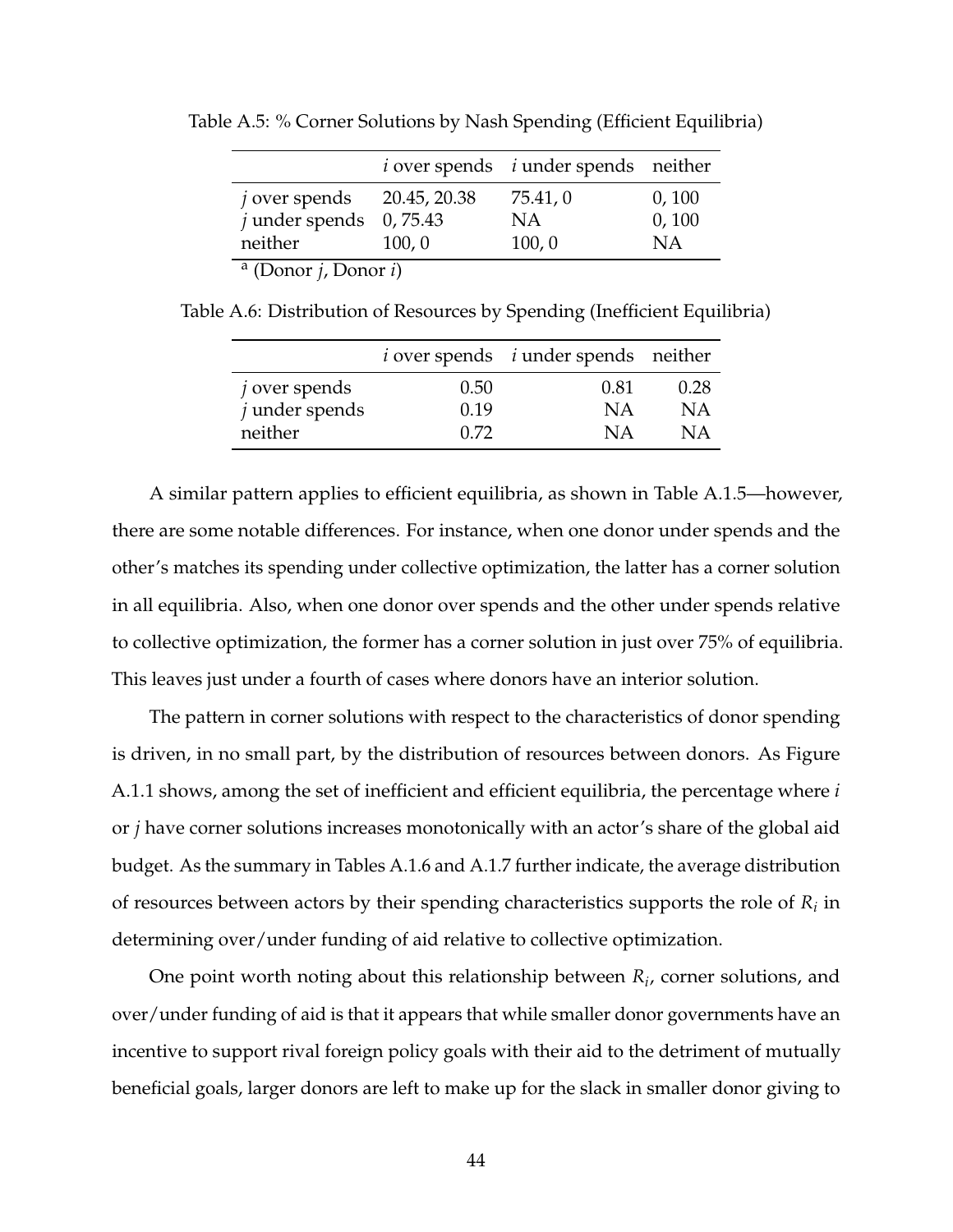Table A.5: % Corner Solutions by Nash Spending (Efficient Equilibria)

| | $i$ over spends | $i$ under spends | neither |
|---|---|---|---|
| $j$ over spends | 20.45, 20.38 | 75.41, 0 | 0, 100 |
| $j$ under spends | 0, 75.43 | NA | 0, 100 |
| neither | 100, 0 | 100, 0 | NA |

[a] (Donor $j$, Donor $i$)

Table A.6: Distribution of Resources by Spending (Inefficient Equilibria)

| | $i$ over spends | $i$ under spends | neither |
|---|---|---|---|
| $j$ over spends | 0.50 | 0.81 | 0.28 |
| $j$ under spends | 0.19 | NA | NA |
| neither | 0.72 | NA | NA |

A similar pattern applies to efficient equilibria, as shown in Table A.1.5—however, there are some notable differences. For instance, when one donor under spends and the other's matches its spending under collective optimization, the latter has a corner solution in all equilibria. Also, when one donor over spends and the other under spends relative to collective optimization, the former has a corner solution in just over 75% of equilibria. This leaves just under a fourth of cases where donors have an interior solution.

The pattern in corner solutions with respect to the characteristics of donor spending is driven, in no small part, by the distribution of resources between donors. As Figure A.1.1 shows, among the set of inefficient and efficient equilibria, the percentage where $i$ or $j$ have corner solutions increases monotonically with an actor's share of the global aid budget. As the summary in Tables A.1.6 and A.1.7 further indicate, the average distribution of resources between actors by their spending characteristics supports the role of $R_i$ in determining over/under funding of aid relative to collective optimization.

One point worth noting about this relationship between $R_i$, corner solutions, and over/under funding of aid is that it appears that while smaller donor governments have an incentive to support rival foreign policy goals with their aid to the detriment of mutually beneficial goals, larger donors are left to make up for the slack in smaller donor giving to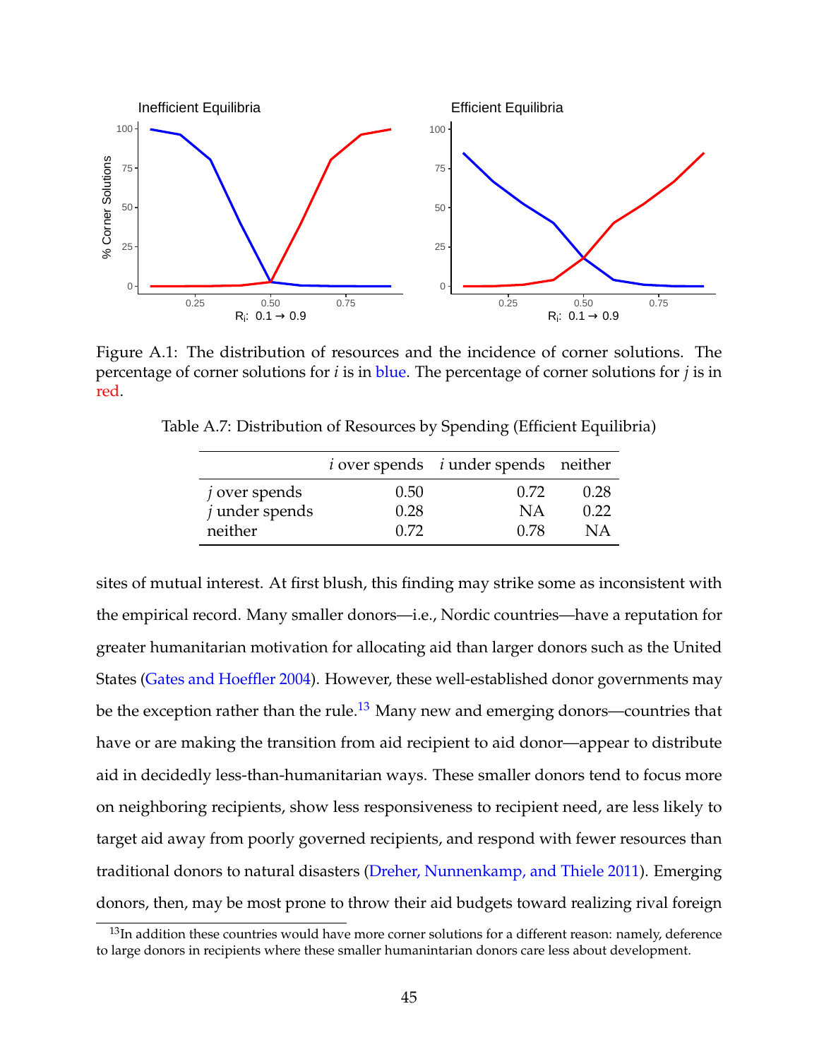Figure A.1: The distribution of resources and the incidence of corner solutions. The percentage of corner solutions for $i$ is in blue. The percentage of corner solutions for $j$ is in red.

Table A.7: Distribution of Resources by Spending (Efficient Equilibria)

| | $i$ over spends | $i$ under spends | neither |
|---|---|---|---|
| $j$ over spends | 0.50 | 0.72 | 0.28 |
| $j$ under spends | 0.28 | NA | 0.22 |
| neither | 0.72 | 0.78 | NA |

sites of mutual interest. At first blush, this finding may strike some as inconsistent with the empirical record. Many smaller donors—i.e., Nordic countries—have a reputation for greater humanitarian motivation for allocating aid than larger donors such as the United States (Gates and Hoeffler 2004). However, these well-established donor governments may be the exception rather than the rule.[13] Many new and emerging donors—countries that have or are making the transition from aid recipient to aid donor—appear to distribute aid in decidedly less-than-humanitarian ways. These smaller donors tend to focus more on neighboring recipients, show less responsiveness to recipient need, are less likely to target aid away from poorly governed recipients, and respond with fewer resources than traditional donors to natural disasters (Dreher, Nunnenkamp, and Thiele 2011). Emerging donors, then, may be most prone to throw their aid budgets toward realizing rival foreign

[13] In addition these countries would have more corner solutions for a different reason: namely, deference to large donors in recipients where these smaller humanintarian donors care less about development.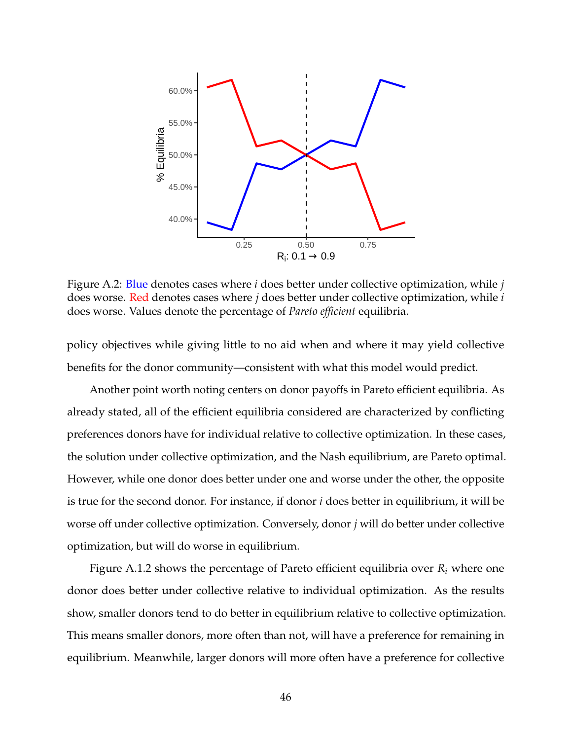Figure A.2: Blue denotes cases where *i* does better under collective optimization, while *j* does worse. Red denotes cases where *j* does better under collective optimization, while *i* does worse. Values denote the percentage of *Pareto efficient* equilibria.

policy objectives while giving little to no aid when and where it may yield collective benefits for the donor community—consistent with what this model would predict.

Another point worth noting centers on donor payoffs in Pareto efficient equilibria. As already stated, all of the efficient equilibria considered are characterized by conflicting preferences donors have for individual relative to collective optimization. In these cases, the solution under collective optimization, and the Nash equilibrium, are Pareto optimal. However, while one donor does better under one and worse under the other, the opposite is true for the second donor. For instance, if donor *i* does better in equilibrium, it will be worse off under collective optimization. Conversely, donor *j* will do better under collective optimization, but will do worse in equilibrium.

Figure A.1.2 shows the percentage of Pareto efficient equilibria over $R_i$ where one donor does better under collective relative to individual optimization. As the results show, smaller donors tend to do better in equilibrium relative to collective optimization. This means smaller donors, more often than not, will have a preference for remaining in equilibrium. Meanwhile, larger donors will more often have a preference for collective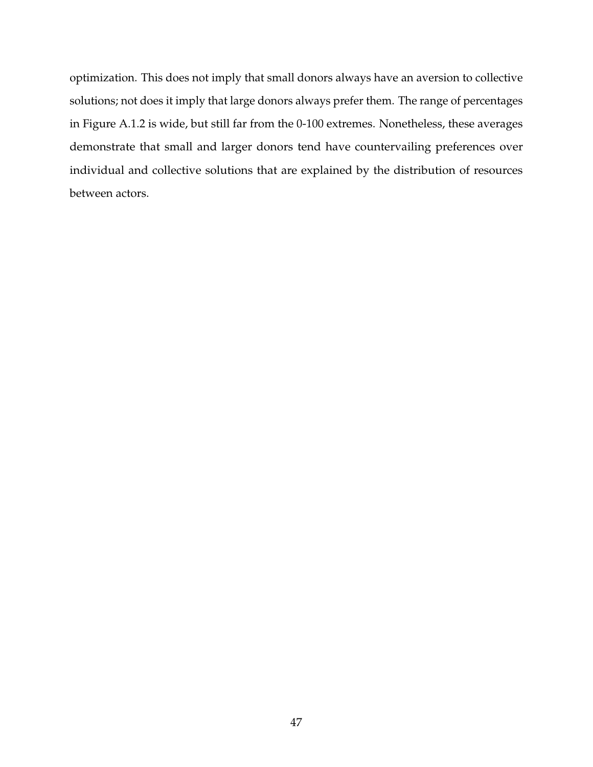optimization. This does not imply that small donors always have an aversion to collective solutions; not does it imply that large donors always prefer them. The range of percentages in Figure A.1.2 is wide, but still far from the 0-100 extremes. Nonetheless, these averages demonstrate that small and larger donors tend have countervailing preferences over individual and collective solutions that are explained by the distribution of resources between actors.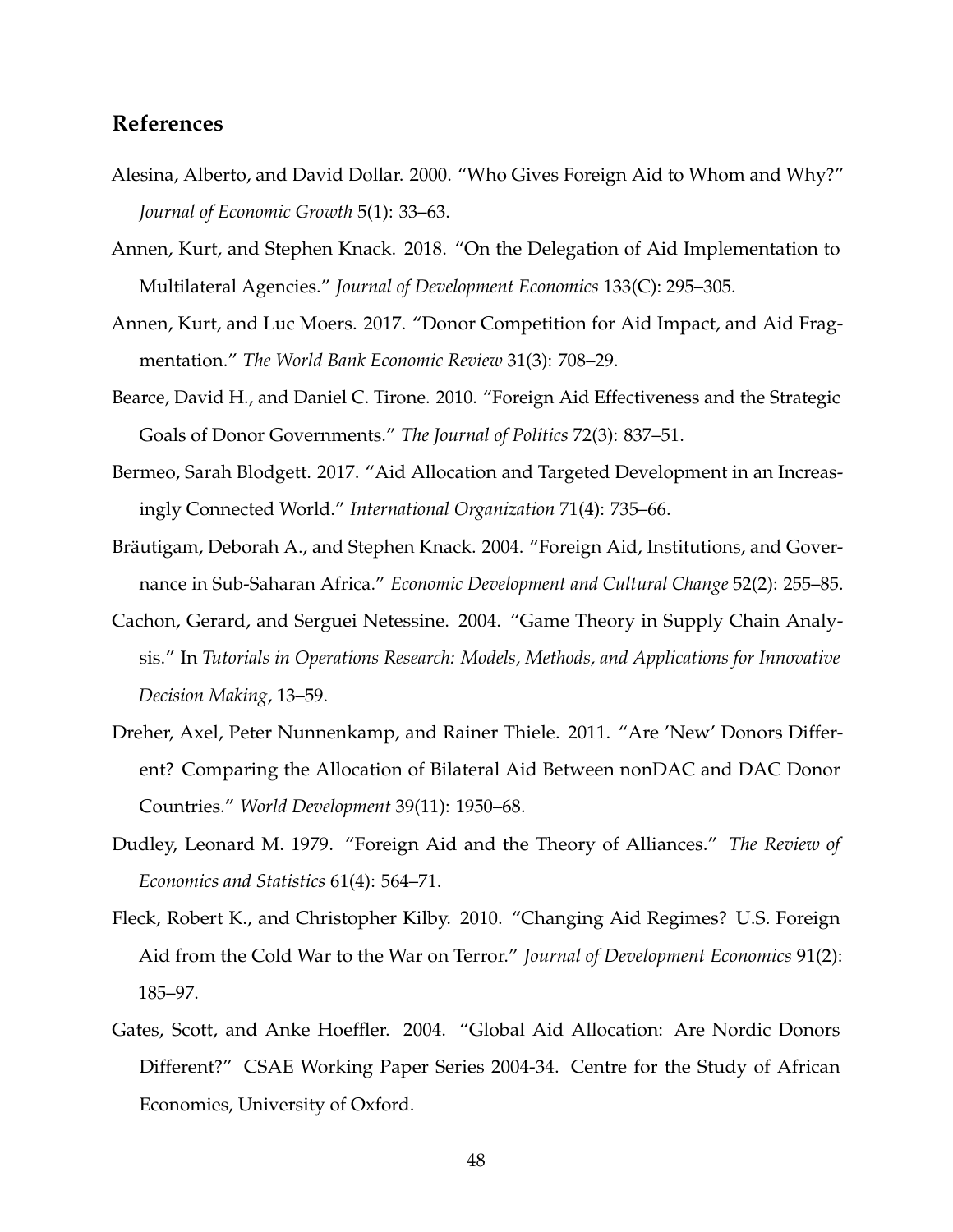## References

Alesina, Alberto, and David Dollar. 2000. "Who Gives Foreign Aid to Whom and Why?" *Journal of Economic Growth* 5(1): 33–63.

Annen, Kurt, and Stephen Knack. 2018. "On the Delegation of Aid Implementation to Multilateral Agencies." *Journal of Development Economics* 133(C): 295–305.

Annen, Kurt, and Luc Moers. 2017. "Donor Competition for Aid Impact, and Aid Fragmentation." *The World Bank Economic Review* 31(3): 708–29.

Bearce, David H., and Daniel C. Tirone. 2010. "Foreign Aid Effectiveness and the Strategic Goals of Donor Governments." *The Journal of Politics* 72(3): 837–51.

Bermeo, Sarah Blodgett. 2017. "Aid Allocation and Targeted Development in an Increasingly Connected World." *International Organization* 71(4): 735–66.

Bräutigam, Deborah A., and Stephen Knack. 2004. "Foreign Aid, Institutions, and Governance in Sub-Saharan Africa." *Economic Development and Cultural Change* 52(2): 255–85.

Cachon, Gerard, and Serguei Netessine. 2004. "Game Theory in Supply Chain Analysis." In *Tutorials in Operations Research: Models, Methods, and Applications for Innovative Decision Making*, 13–59.

Dreher, Axel, Peter Nunnenkamp, and Rainer Thiele. 2011. "Are 'New' Donors Different? Comparing the Allocation of Bilateral Aid Between nonDAC and DAC Donor Countries." *World Development* 39(11): 1950–68.

Dudley, Leonard M. 1979. "Foreign Aid and the Theory of Alliances." *The Review of Economics and Statistics* 61(4): 564–71.

Fleck, Robert K., and Christopher Kilby. 2010. "Changing Aid Regimes? U.S. Foreign Aid from the Cold War to the War on Terror." *Journal of Development Economics* 91(2): 185–97.

Gates, Scott, and Anke Hoeffler. 2004. "Global Aid Allocation: Are Nordic Donors Different?" CSAE Working Paper Series 2004-34. Centre for the Study of African Economies, University of Oxford.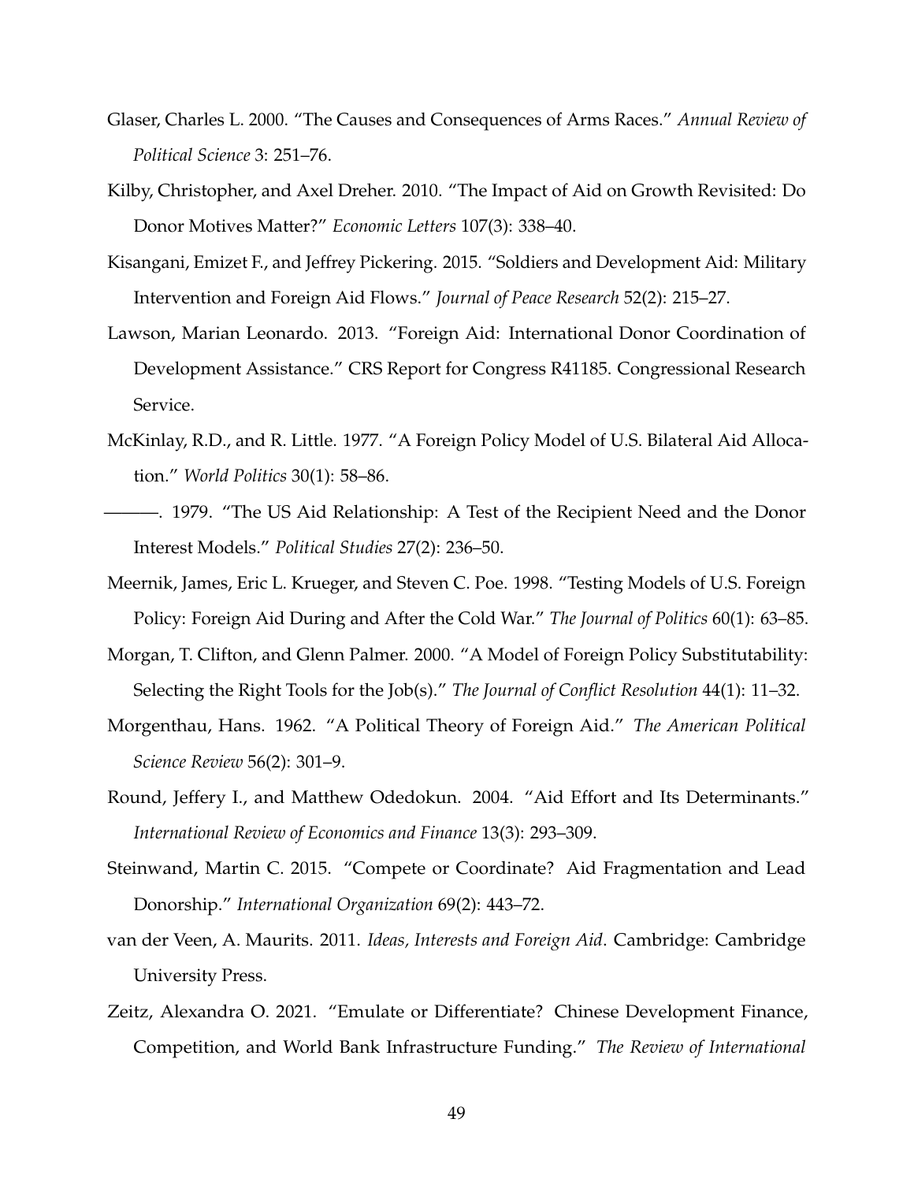Glaser, Charles L. 2000. "The Causes and Consequences of Arms Races." *Annual Review of Political Science* 3: 251–76.

Kilby, Christopher, and Axel Dreher. 2010. "The Impact of Aid on Growth Revisited: Do Donor Motives Matter?" *Economic Letters* 107(3): 338–40.

Kisangani, Emizet F., and Jeffrey Pickering. 2015. "Soldiers and Development Aid: Military Intervention and Foreign Aid Flows." *Journal of Peace Research* 52(2): 215–27.

Lawson, Marian Leonardo. 2013. "Foreign Aid: International Donor Coordination of Development Assistance." CRS Report for Congress R41185. Congressional Research Service.

McKinlay, R.D., and R. Little. 1977. "A Foreign Policy Model of U.S. Bilateral Aid Allocation." *World Politics* 30(1): 58–86.

———. 1979. "The US Aid Relationship: A Test of the Recipient Need and the Donor Interest Models." *Political Studies* 27(2): 236–50.

Meernik, James, Eric L. Krueger, and Steven C. Poe. 1998. "Testing Models of U.S. Foreign Policy: Foreign Aid During and After the Cold War." *The Journal of Politics* 60(1): 63–85.

Morgan, T. Clifton, and Glenn Palmer. 2000. "A Model of Foreign Policy Substitutability: Selecting the Right Tools for the Job(s)." *The Journal of Conflict Resolution* 44(1): 11–32.

Morgenthau, Hans. 1962. "A Political Theory of Foreign Aid." *The American Political Science Review* 56(2): 301–9.

Round, Jeffery I., and Matthew Odedokun. 2004. "Aid Effort and Its Determinants." *International Review of Economics and Finance* 13(3): 293–309.

Steinwand, Martin C. 2015. "Compete or Coordinate? Aid Fragmentation and Lead Donorship." *International Organization* 69(2): 443–72.

van der Veen, A. Maurits. 2011. *Ideas, Interests and Foreign Aid*. Cambridge: Cambridge University Press.

Zeitz, Alexandra O. 2021. "Emulate or Differentiate? Chinese Development Finance, Competition, and World Bank Infrastructure Funding." *The Review of International*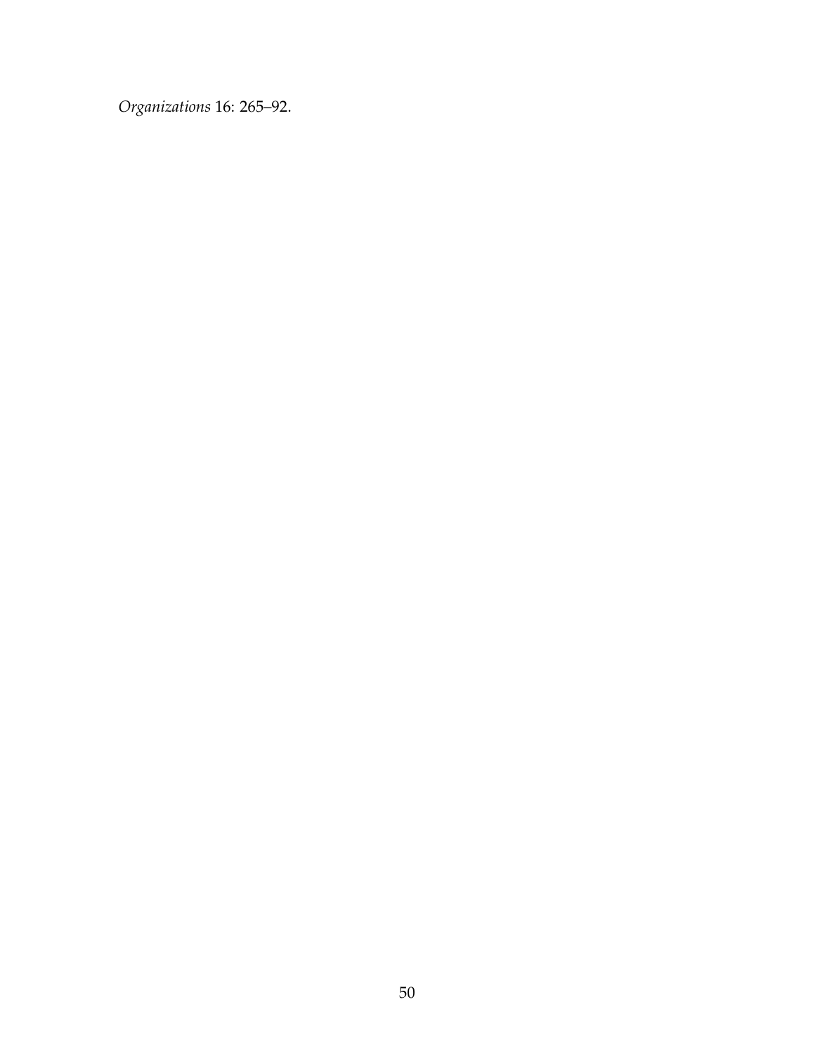*Organizations* 16: 265–92.